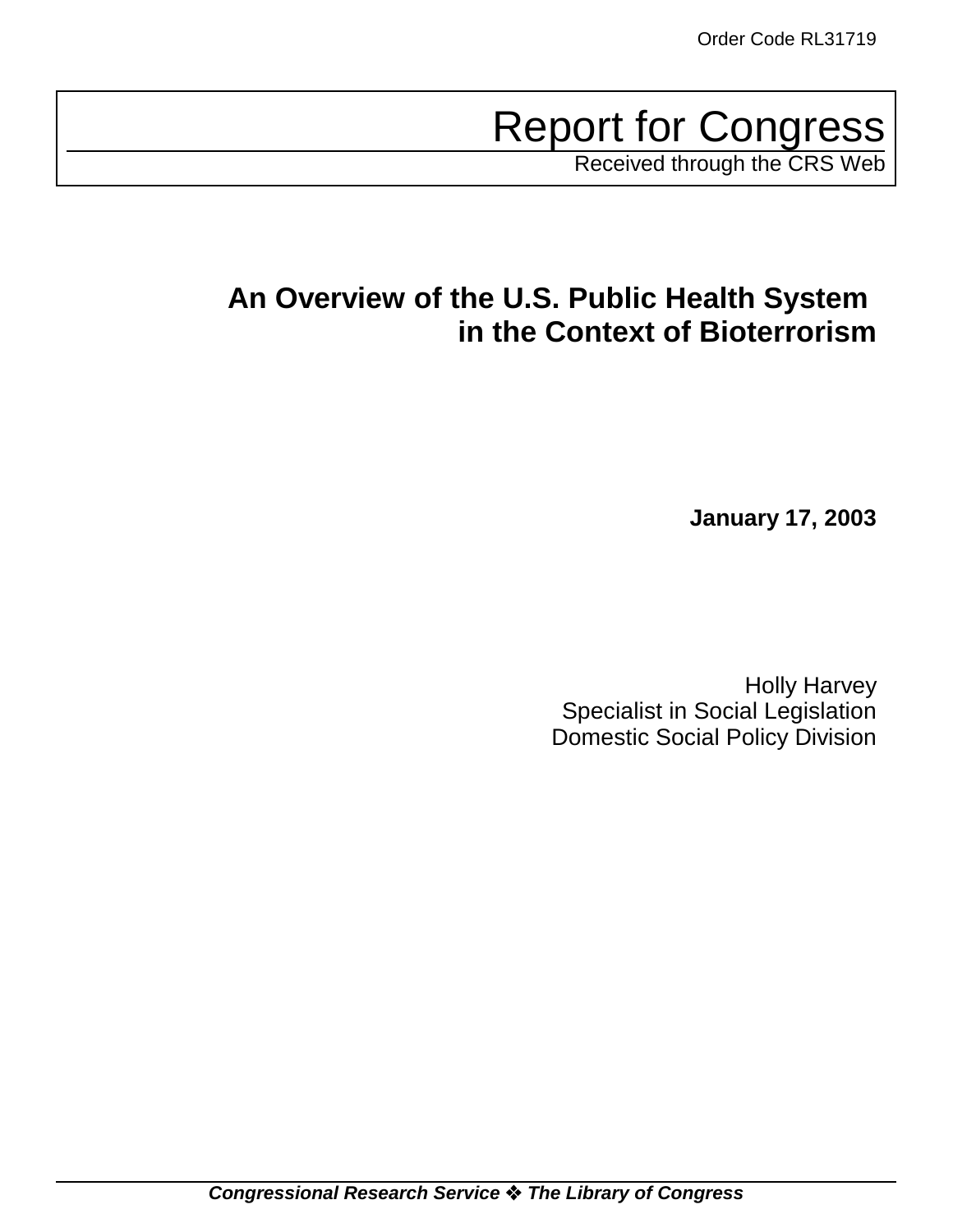Order Code RL31719

# Report for Congress

Received through the CRS Web

## An Overview of the U.S. Public Health System in the Context of Bioterrorism

**January 17, 2003**

Holly Harvey
Specialist in Social Legislation
Domestic Social Policy Division

***Congressional Research Service ❖ The Library of Congress***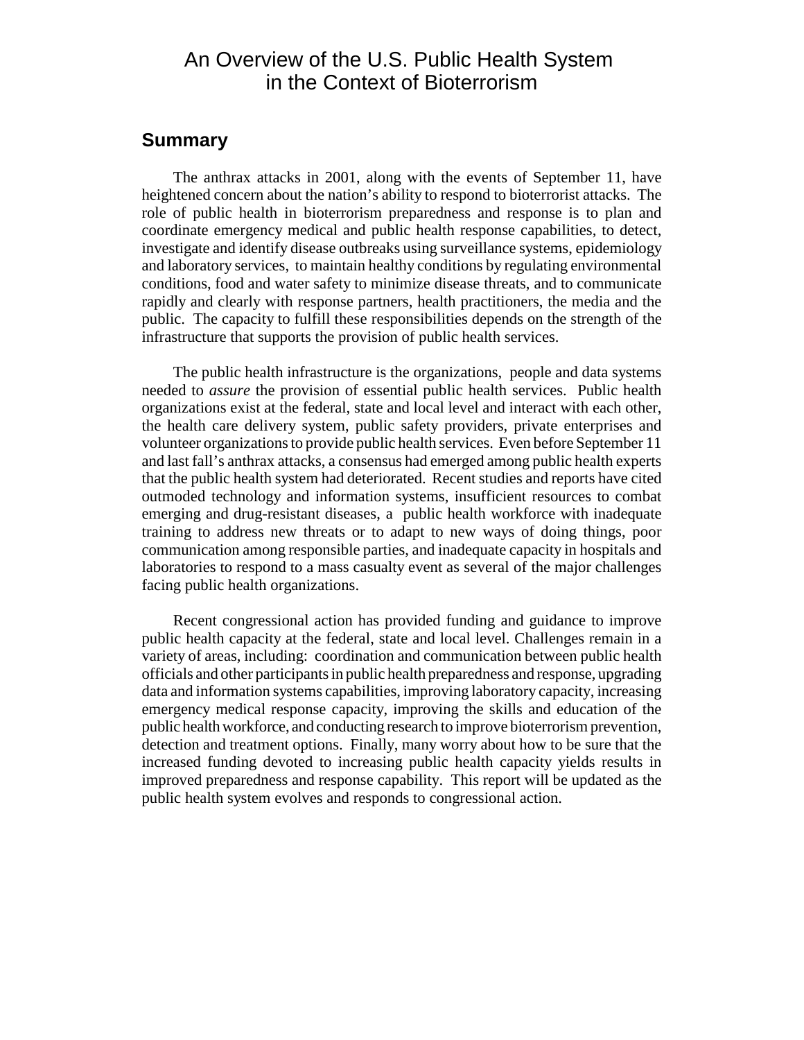# An Overview of the U.S. Public Health System in the Context of Bioterrorism

## Summary

The anthrax attacks in 2001, along with the events of September 11, have heightened concern about the nation's ability to respond to bioterrorist attacks. The role of public health in bioterrorism preparedness and response is to plan and coordinate emergency medical and public health response capabilities, to detect, investigate and identify disease outbreaks using surveillance systems, epidemiology and laboratory services, to maintain healthy conditions by regulating environmental conditions, food and water safety to minimize disease threats, and to communicate rapidly and clearly with response partners, health practitioners, the media and the public. The capacity to fulfill these responsibilities depends on the strength of the infrastructure that supports the provision of public health services.

The public health infrastructure is the organizations, people and data systems needed to *assure* the provision of essential public health services. Public health organizations exist at the federal, state and local level and interact with each other, the health care delivery system, public safety providers, private enterprises and volunteer organizations to provide public health services. Even before September 11 and last fall's anthrax attacks, a consensus had emerged among public health experts that the public health system had deteriorated. Recent studies and reports have cited outmoded technology and information systems, insufficient resources to combat emerging and drug-resistant diseases, a public health workforce with inadequate training to address new threats or to adapt to new ways of doing things, poor communication among responsible parties, and inadequate capacity in hospitals and laboratories to respond to a mass casualty event as several of the major challenges facing public health organizations.

Recent congressional action has provided funding and guidance to improve public health capacity at the federal, state and local level. Challenges remain in a variety of areas, including: coordination and communication between public health officials and other participants in public health preparedness and response, upgrading data and information systems capabilities, improving laboratory capacity, increasing emergency medical response capacity, improving the skills and education of the public health workforce, and conducting research to improve bioterrorism prevention, detection and treatment options. Finally, many worry about how to be sure that the increased funding devoted to increasing public health capacity yields results in improved preparedness and response capability. This report will be updated as the public health system evolves and responds to congressional action.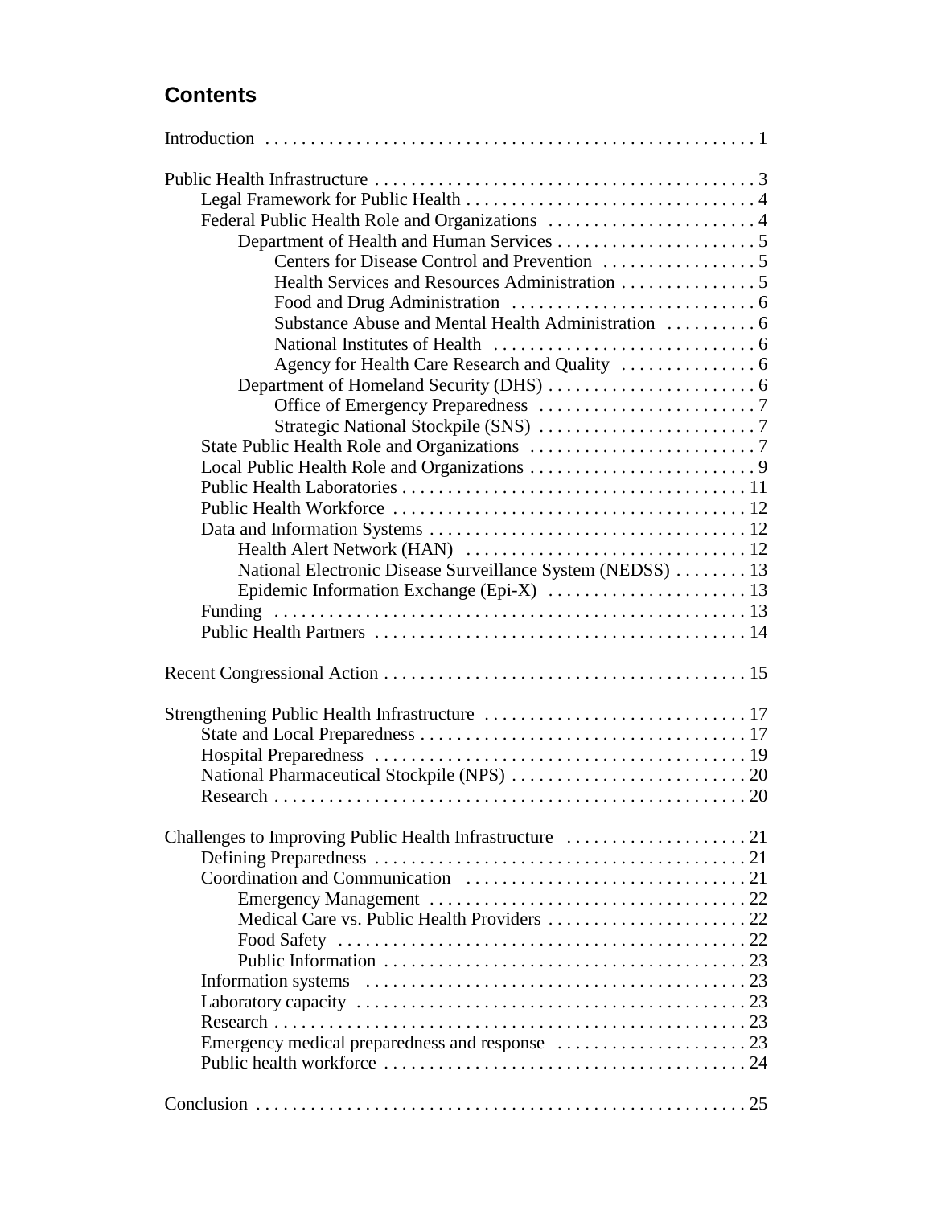## Contents

- Introduction . . . . . . . . . . 1
- Public Health Infrastructure . . . . . . . . . . 3
  - Legal Framework for Public Health . . . . . . . . . . 4
  - Federal Public Health Role and Organizations . . . . . . . . . . 4
    - Department of Health and Human Services . . . . . . . . . . 5
      - Centers for Disease Control and Prevention . . . . . . . . . . 5
      - Health Services and Resources Administration . . . . . . . . . . 5
      - Food and Drug Administration . . . . . . . . . . 6
      - Substance Abuse and Mental Health Administration . . . . . . . . . . 6
      - National Institutes of Health . . . . . . . . . . 6
      - Agency for Health Care Research and Quality . . . . . . . . . . 6
    - Department of Homeland Security (DHS) . . . . . . . . . . 6
      - Office of Emergency Preparedness . . . . . . . . . . 7
      - Strategic National Stockpile (SNS) . . . . . . . . . . 7
  - State Public Health Role and Organizations . . . . . . . . . . 7
  - Local Public Health Role and Organizations . . . . . . . . . . 9
  - Public Health Laboratories . . . . . . . . . . 11
  - Public Health Workforce . . . . . . . . . . 12
  - Data and Information Systems . . . . . . . . . . 12
    - Health Alert Network (HAN) . . . . . . . . . . 12
    - National Electronic Disease Surveillance System (NEDSS) . . . . . . . . . . 13
    - Epidemic Information Exchange (Epi-X) . . . . . . . . . . 13
  - Funding . . . . . . . . . . 13
  - Public Health Partners . . . . . . . . . . 14
- Recent Congressional Action . . . . . . . . . . 15
- Strengthening Public Health Infrastructure . . . . . . . . . . 17
  - State and Local Preparedness . . . . . . . . . . 17
  - Hospital Preparedness . . . . . . . . . . 19
  - National Pharmaceutical Stockpile (NPS) . . . . . . . . . . 20
  - Research . . . . . . . . . . 20
- Challenges to Improving Public Health Infrastructure . . . . . . . . . . 21
  - Defining Preparedness . . . . . . . . . . 21
  - Coordination and Communication . . . . . . . . . . 21
    - Emergency Management . . . . . . . . . . 22
    - Medical Care vs. Public Health Providers . . . . . . . . . . 22
    - Food Safety . . . . . . . . . . 22
    - Public Information . . . . . . . . . . 23
  - Information systems . . . . . . . . . . 23
  - Laboratory capacity . . . . . . . . . . 23
  - Research . . . . . . . . . . 23
  - Emergency medical preparedness and response . . . . . . . . . . 23
  - Public health workforce . . . . . . . . . . 24
- Conclusion . . . . . . . . . . 25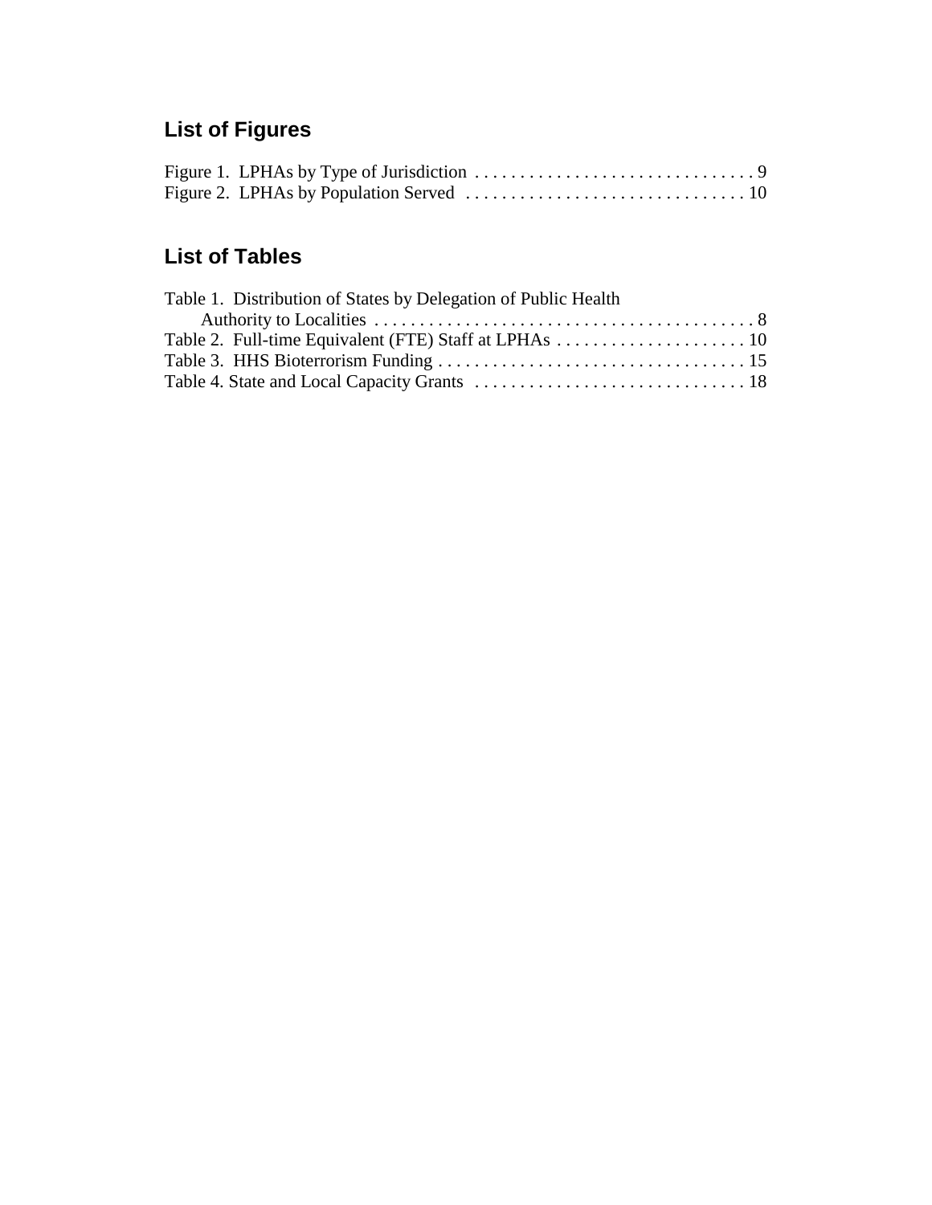## List of Figures

Figure 1. LPHAs by Type of Jurisdiction . . . . . . . . . . . . . . . . . . . . . . . . . . . . . . . . 9
Figure 2. LPHAs by Population Served . . . . . . . . . . . . . . . . . . . . . . . . . . . . . . . 10

## List of Tables

Table 1. Distribution of States by Delegation of Public Health Authority to Localities . . . . . . . . . . . . . . . . . . . . . . . . . . . . . . . . . . . . . . . . . . 8
Table 2. Full-time Equivalent (FTE) Staff at LPHAs . . . . . . . . . . . . . . . . . . . . . 10
Table 3. HHS Bioterrorism Funding . . . . . . . . . . . . . . . . . . . . . . . . . . . . . . . . . . 15
Table 4. State and Local Capacity Grants . . . . . . . . . . . . . . . . . . . . . . . . . . . . . . 18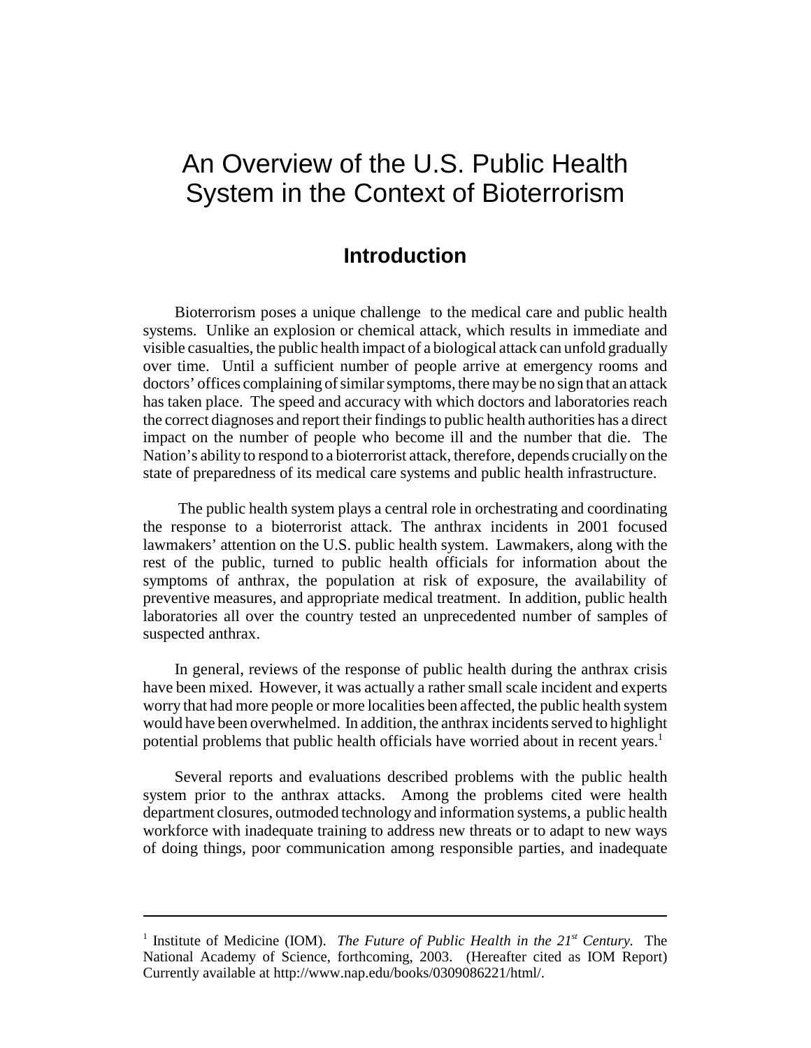# An Overview of the U.S. Public Health System in the Context of Bioterrorism

## Introduction

Bioterrorism poses a unique challenge to the medical care and public health systems. Unlike an explosion or chemical attack, which results in immediate and visible casualties, the public health impact of a biological attack can unfold gradually over time. Until a sufficient number of people arrive at emergency rooms and doctors' offices complaining of similar symptoms, there may be no sign that an attack has taken place. The speed and accuracy with which doctors and laboratories reach the correct diagnoses and report their findings to public health authorities has a direct impact on the number of people who become ill and the number that die. The Nation's ability to respond to a bioterrorist attack, therefore, depends crucially on the state of preparedness of its medical care systems and public health infrastructure.

The public health system plays a central role in orchestrating and coordinating the response to a bioterrorist attack. The anthrax incidents in 2001 focused lawmakers' attention on the U.S. public health system. Lawmakers, along with the rest of the public, turned to public health officials for information about the symptoms of anthrax, the population at risk of exposure, the availability of preventive measures, and appropriate medical treatment. In addition, public health laboratories all over the country tested an unprecedented number of samples of suspected anthrax.

In general, reviews of the response of public health during the anthrax crisis have been mixed. However, it was actually a rather small scale incident and experts worry that had more people or more localities been affected, the public health system would have been overwhelmed. In addition, the anthrax incidents served to highlight potential problems that public health officials have worried about in recent years.[1]

Several reports and evaluations described problems with the public health system prior to the anthrax attacks. Among the problems cited were health department closures, outmoded technology and information systems, a public health workforce with inadequate training to address new threats or to adapt to new ways of doing things, poor communication among responsible parties, and inadequate

---

[1] Institute of Medicine (IOM). *The Future of Public Health in the 21st Century.* The National Academy of Science, forthcoming, 2003. (Hereafter cited as IOM Report) Currently available at http://www.nap.edu/books/0309086221/html/.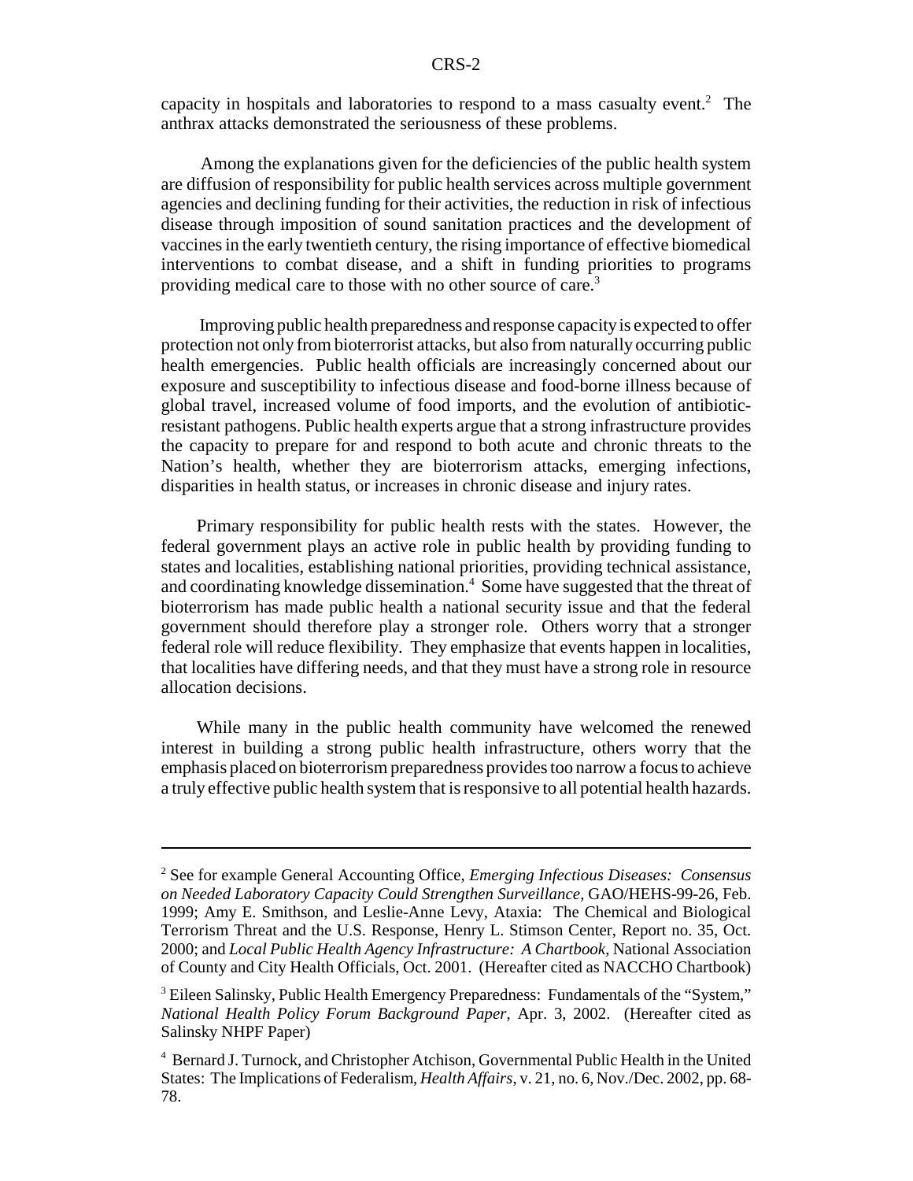capacity in hospitals and laboratories to respond to a mass casualty event.[2] The anthrax attacks demonstrated the seriousness of these problems.

Among the explanations given for the deficiencies of the public health system are diffusion of responsibility for public health services across multiple government agencies and declining funding for their activities, the reduction in risk of infectious disease through imposition of sound sanitation practices and the development of vaccines in the early twentieth century, the rising importance of effective biomedical interventions to combat disease, and a shift in funding priorities to programs providing medical care to those with no other source of care.[3]

Improving public health preparedness and response capacity is expected to offer protection not only from bioterrorist attacks, but also from naturally occurring public health emergencies. Public health officials are increasingly concerned about our exposure and susceptibility to infectious disease and food-borne illness because of global travel, increased volume of food imports, and the evolution of antibiotic-resistant pathogens. Public health experts argue that a strong infrastructure provides the capacity to prepare for and respond to both acute and chronic threats to the Nation's health, whether they are bioterrorism attacks, emerging infections, disparities in health status, or increases in chronic disease and injury rates.

Primary responsibility for public health rests with the states. However, the federal government plays an active role in public health by providing funding to states and localities, establishing national priorities, providing technical assistance, and coordinating knowledge dissemination.[4] Some have suggested that the threat of bioterrorism has made public health a national security issue and that the federal government should therefore play a stronger role. Others worry that a stronger federal role will reduce flexibility. They emphasize that events happen in localities, that localities have differing needs, and that they must have a strong role in resource allocation decisions.

While many in the public health community have welcomed the renewed interest in building a strong public health infrastructure, others worry that the emphasis placed on bioterrorism preparedness provides too narrow a focus to achieve a truly effective public health system that is responsive to all potential health hazards.

---

[2] See for example General Accounting Office, *Emerging Infectious Diseases: Consensus on Needed Laboratory Capacity Could Strengthen Surveillance*, GAO/HEHS-99-26, Feb. 1999; Amy E. Smithson, and Leslie-Anne Levy, Ataxia: The Chemical and Biological Terrorism Threat and the U.S. Response, Henry L. Stimson Center, Report no. 35, Oct. 2000; and *Local Public Health Agency Infrastructure: A Chartbook*, National Association of County and City Health Officials, Oct. 2001. (Hereafter cited as NACCHO Chartbook)

[3] Eileen Salinsky, Public Health Emergency Preparedness: Fundamentals of the "System," *National Health Policy Forum Background Paper*, Apr. 3, 2002. (Hereafter cited as Salinsky NHPF Paper)

[4] Bernard J. Turnock, and Christopher Atchison, Governmental Public Health in the United States: The Implications of Federalism, *Health Affairs*, v. 21, no. 6, Nov./Dec. 2002, pp. 68-78.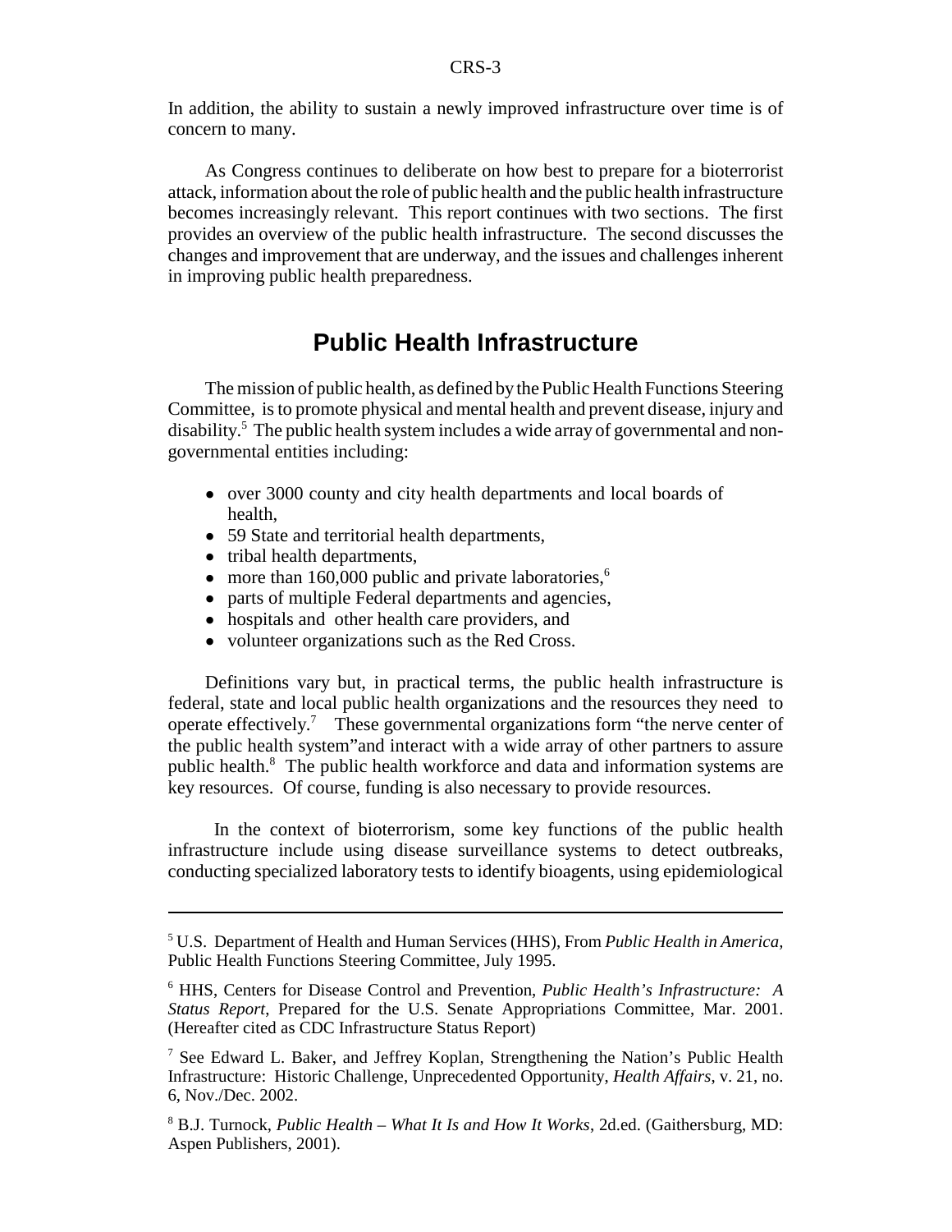In addition, the ability to sustain a newly improved infrastructure over time is of concern to many.

As Congress continues to deliberate on how best to prepare for a bioterrorist attack, information about the role of public health and the public health infrastructure becomes increasingly relevant. This report continues with two sections. The first provides an overview of the public health infrastructure. The second discusses the changes and improvement that are underway, and the issues and challenges inherent in improving public health preparedness.

## Public Health Infrastructure

The mission of public health, as defined by the Public Health Functions Steering Committee, is to promote physical and mental health and prevent disease, injury and disability.[5] The public health system includes a wide array of governmental and non-governmental entities including:

- over 3000 county and city health departments and local boards of health,
- 59 State and territorial health departments,
- tribal health departments,
- more than 160,000 public and private laboratories,[6]
- parts of multiple Federal departments and agencies,
- hospitals and other health care providers, and
- volunteer organizations such as the Red Cross.

Definitions vary but, in practical terms, the public health infrastructure is federal, state and local public health organizations and the resources they need to operate effectively.[7] These governmental organizations form "the nerve center of the public health system"and interact with a wide array of other partners to assure public health.[8] The public health workforce and data and information systems are key resources. Of course, funding is also necessary to provide resources.

In the context of bioterrorism, some key functions of the public health infrastructure include using disease surveillance systems to detect outbreaks, conducting specialized laboratory tests to identify bioagents, using epidemiological

---

[5] U.S. Department of Health and Human Services (HHS), From *Public Health in America*, Public Health Functions Steering Committee, July 1995.

[6] HHS, Centers for Disease Control and Prevention, *Public Health's Infrastructure: A Status Report*, Prepared for the U.S. Senate Appropriations Committee, Mar. 2001. (Hereafter cited as CDC Infrastructure Status Report)

[7] See Edward L. Baker, and Jeffrey Koplan, Strengthening the Nation's Public Health Infrastructure: Historic Challenge, Unprecedented Opportunity, *Health Affairs*, v. 21, no. 6, Nov./Dec. 2002.

[8] B.J. Turnock, *Public Health – What It Is and How It Works*, 2d.ed. (Gaithersburg, MD: Aspen Publishers, 2001).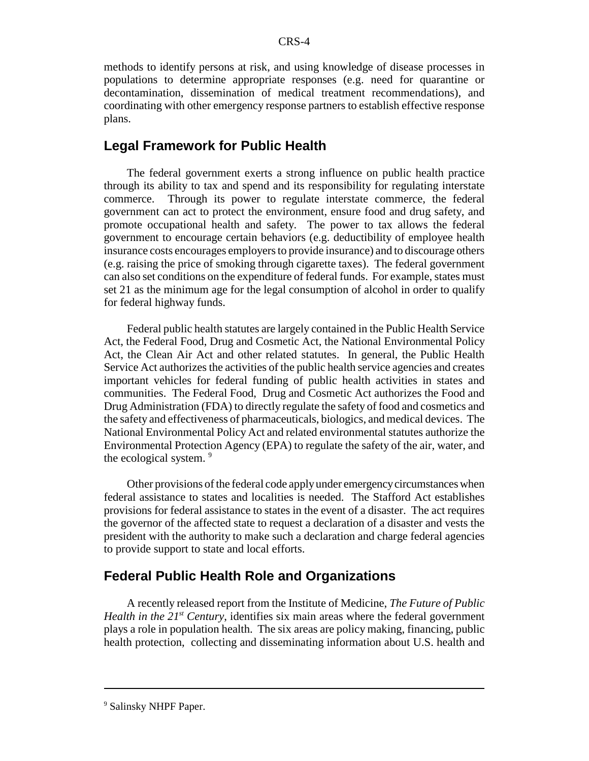methods to identify persons at risk, and using knowledge of disease processes in populations to determine appropriate responses (e.g. need for quarantine or decontamination, dissemination of medical treatment recommendations), and coordinating with other emergency response partners to establish effective response plans.

## Legal Framework for Public Health

The federal government exerts a strong influence on public health practice through its ability to tax and spend and its responsibility for regulating interstate commerce. Through its power to regulate interstate commerce, the federal government can act to protect the environment, ensure food and drug safety, and promote occupational health and safety. The power to tax allows the federal government to encourage certain behaviors (e.g. deductibility of employee health insurance costs encourages employers to provide insurance) and to discourage others (e.g. raising the price of smoking through cigarette taxes). The federal government can also set conditions on the expenditure of federal funds. For example, states must set 21 as the minimum age for the legal consumption of alcohol in order to qualify for federal highway funds.

Federal public health statutes are largely contained in the Public Health Service Act, the Federal Food, Drug and Cosmetic Act, the National Environmental Policy Act, the Clean Air Act and other related statutes. In general, the Public Health Service Act authorizes the activities of the public health service agencies and creates important vehicles for federal funding of public health activities in states and communities. The Federal Food, Drug and Cosmetic Act authorizes the Food and Drug Administration (FDA) to directly regulate the safety of food and cosmetics and the safety and effectiveness of pharmaceuticals, biologics, and medical devices. The National Environmental Policy Act and related environmental statutes authorize the Environmental Protection Agency (EPA) to regulate the safety of the air, water, and the ecological system. [9]

Other provisions of the federal code apply under emergency circumstances when federal assistance to states and localities is needed. The Stafford Act establishes provisions for federal assistance to states in the event of a disaster. The act requires the governor of the affected state to request a declaration of a disaster and vests the president with the authority to make such a declaration and charge federal agencies to provide support to state and local efforts.

## Federal Public Health Role and Organizations

A recently released report from the Institute of Medicine, *The Future of Public Health in the 21st Century*, identifies six main areas where the federal government plays a role in population health. The six areas are policy making, financing, public health protection, collecting and disseminating information about U.S. health and

---

[9] Salinsky NHPF Paper.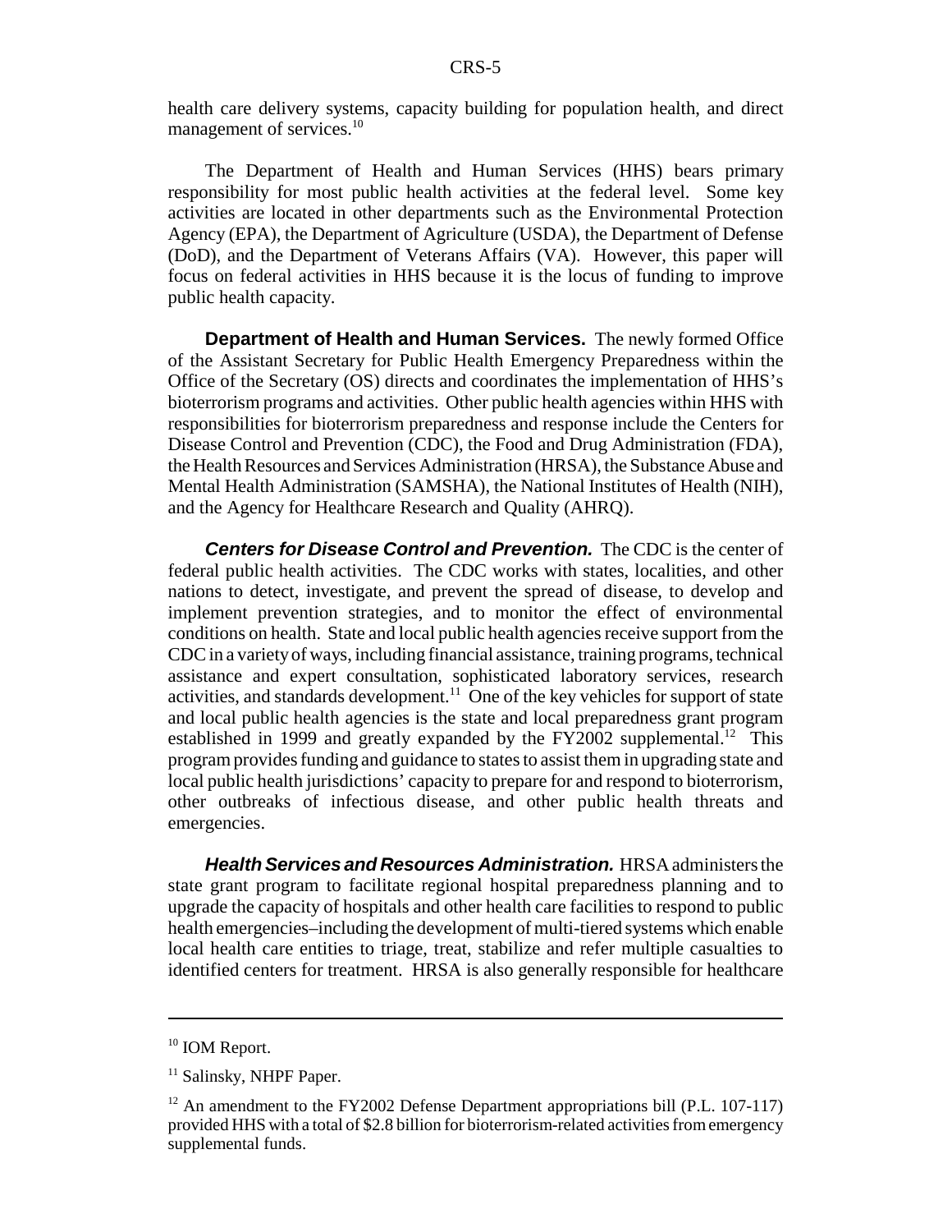health care delivery systems, capacity building for population health, and direct management of services.[10]

The Department of Health and Human Services (HHS) bears primary responsibility for most public health activities at the federal level. Some key activities are located in other departments such as the Environmental Protection Agency (EPA), the Department of Agriculture (USDA), the Department of Defense (DoD), and the Department of Veterans Affairs (VA). However, this paper will focus on federal activities in HHS because it is the locus of funding to improve public health capacity.

**Department of Health and Human Services.** The newly formed Office of the Assistant Secretary for Public Health Emergency Preparedness within the Office of the Secretary (OS) directs and coordinates the implementation of HHS's bioterrorism programs and activities. Other public health agencies within HHS with responsibilities for bioterrorism preparedness and response include the Centers for Disease Control and Prevention (CDC), the Food and Drug Administration (FDA), the Health Resources and Services Administration (HRSA), the Substance Abuse and Mental Health Administration (SAMSHA), the National Institutes of Health (NIH), and the Agency for Healthcare Research and Quality (AHRQ).

***Centers for Disease Control and Prevention.*** The CDC is the center of federal public health activities. The CDC works with states, localities, and other nations to detect, investigate, and prevent the spread of disease, to develop and implement prevention strategies, and to monitor the effect of environmental conditions on health. State and local public health agencies receive support from the CDC in a variety of ways, including financial assistance, training programs, technical assistance and expert consultation, sophisticated laboratory services, research activities, and standards development.[11] One of the key vehicles for support of state and local public health agencies is the state and local preparedness grant program established in 1999 and greatly expanded by the FY2002 supplemental.[12] This program provides funding and guidance to states to assist them in upgrading state and local public health jurisdictions' capacity to prepare for and respond to bioterrorism, other outbreaks of infectious disease, and other public health threats and emergencies.

***Health Services and Resources Administration.*** HRSA administers the state grant program to facilitate regional hospital preparedness planning and to upgrade the capacity of hospitals and other health care facilities to respond to public health emergencies–including the development of multi-tiered systems which enable local health care entities to triage, treat, stabilize and refer multiple casualties to identified centers for treatment. HRSA is also generally responsible for healthcare

---

[10] IOM Report.

[11] Salinsky, NHPF Paper.

[12] An amendment to the FY2002 Defense Department appropriations bill (P.L. 107-117) provided HHS with a total of $2.8 billion for bioterrorism-related activities from emergency supplemental funds.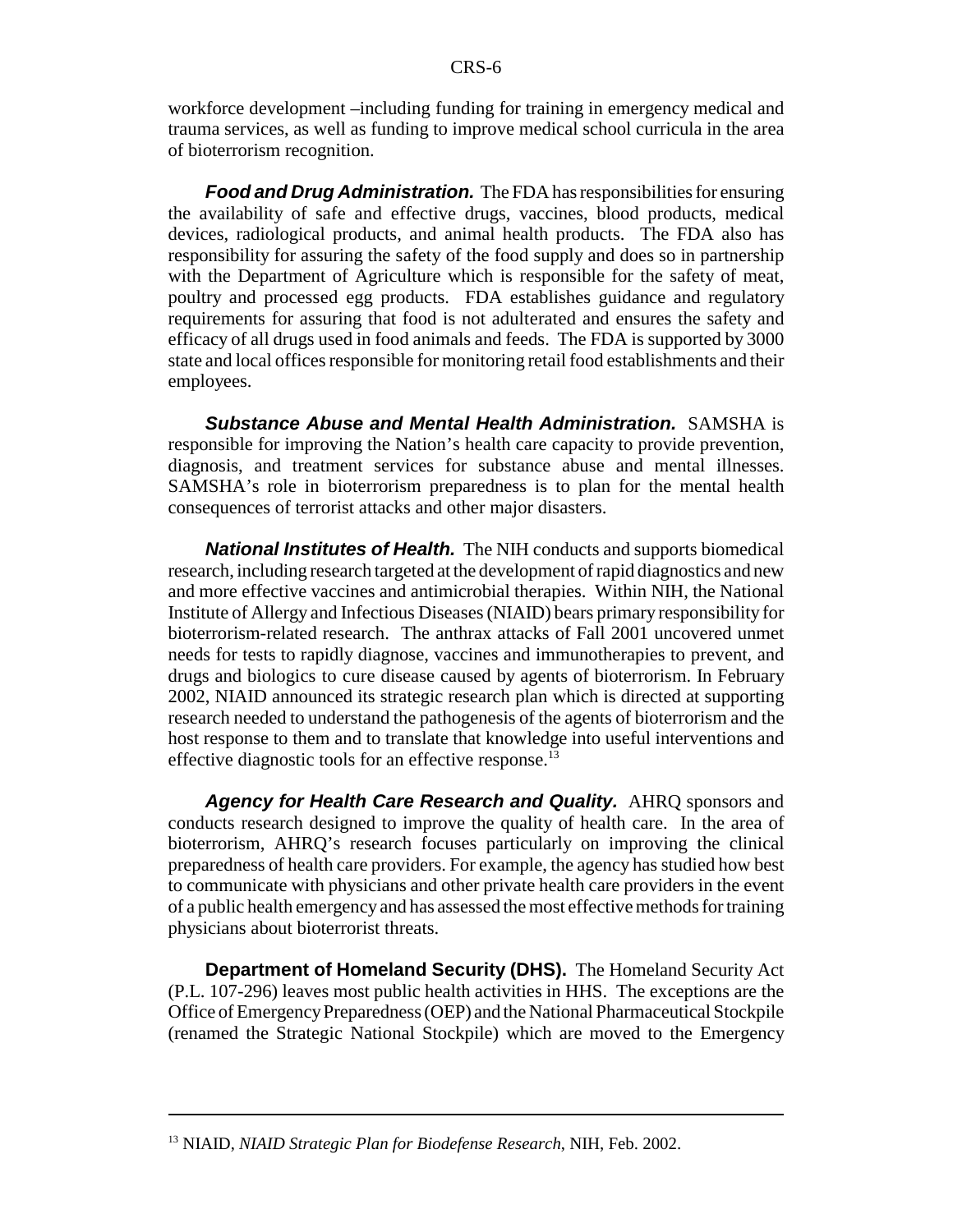workforce development –including funding for training in emergency medical and trauma services, as well as funding to improve medical school curricula in the area of bioterrorism recognition.

***Food and Drug Administration.*** The FDA has responsibilities for ensuring the availability of safe and effective drugs, vaccines, blood products, medical devices, radiological products, and animal health products. The FDA also has responsibility for assuring the safety of the food supply and does so in partnership with the Department of Agriculture which is responsible for the safety of meat, poultry and processed egg products. FDA establishes guidance and regulatory requirements for assuring that food is not adulterated and ensures the safety and efficacy of all drugs used in food animals and feeds. The FDA is supported by 3000 state and local offices responsible for monitoring retail food establishments and their employees.

***Substance Abuse and Mental Health Administration.*** SAMSHA is responsible for improving the Nation's health care capacity to provide prevention, diagnosis, and treatment services for substance abuse and mental illnesses. SAMSHA's role in bioterrorism preparedness is to plan for the mental health consequences of terrorist attacks and other major disasters.

***National Institutes of Health.*** The NIH conducts and supports biomedical research, including research targeted at the development of rapid diagnostics and new and more effective vaccines and antimicrobial therapies. Within NIH, the National Institute of Allergy and Infectious Diseases (NIAID) bears primary responsibility for bioterrorism-related research. The anthrax attacks of Fall 2001 uncovered unmet needs for tests to rapidly diagnose, vaccines and immunotherapies to prevent, and drugs and biologics to cure disease caused by agents of bioterrorism. In February 2002, NIAID announced its strategic research plan which is directed at supporting research needed to understand the pathogenesis of the agents of bioterrorism and the host response to them and to translate that knowledge into useful interventions and effective diagnostic tools for an effective response.[13]

***Agency for Health Care Research and Quality.*** AHRQ sponsors and conducts research designed to improve the quality of health care. In the area of bioterrorism, AHRQ's research focuses particularly on improving the clinical preparedness of health care providers. For example, the agency has studied how best to communicate with physicians and other private health care providers in the event of a public health emergency and has assessed the most effective methods for training physicians about bioterrorist threats.

**Department of Homeland Security (DHS).** The Homeland Security Act (P.L. 107-296) leaves most public health activities in HHS. The exceptions are the Office of Emergency Preparedness (OEP) and the National Pharmaceutical Stockpile (renamed the Strategic National Stockpile) which are moved to the Emergency

---

[13] NIAID, *NIAID Strategic Plan for Biodefense Research*, NIH, Feb. 2002.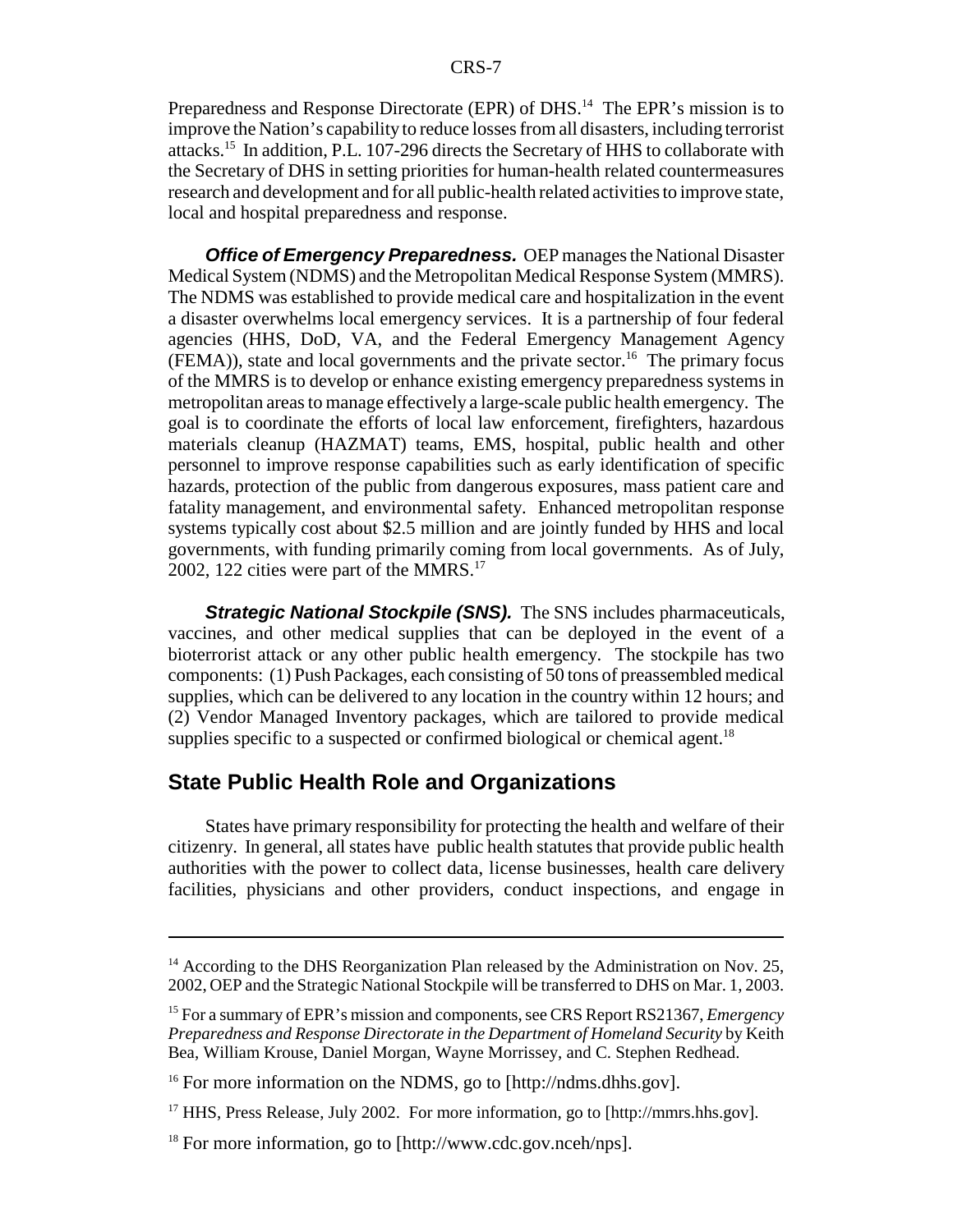Preparedness and Response Directorate (EPR) of DHS.[14] The EPR's mission is to improve the Nation's capability to reduce losses from all disasters, including terrorist attacks.[15] In addition, P.L. 107-296 directs the Secretary of HHS to collaborate with the Secretary of DHS in setting priorities for human-health related countermeasures research and development and for all public-health related activities to improve state, local and hospital preparedness and response.

***Office of Emergency Preparedness.*** OEP manages the National Disaster Medical System (NDMS) and the Metropolitan Medical Response System (MMRS). The NDMS was established to provide medical care and hospitalization in the event a disaster overwhelms local emergency services. It is a partnership of four federal agencies (HHS, DoD, VA, and the Federal Emergency Management Agency (FEMA)), state and local governments and the private sector.[16] The primary focus of the MMRS is to develop or enhance existing emergency preparedness systems in metropolitan areas to manage effectively a large-scale public health emergency. The goal is to coordinate the efforts of local law enforcement, firefighters, hazardous materials cleanup (HAZMAT) teams, EMS, hospital, public health and other personnel to improve response capabilities such as early identification of specific hazards, protection of the public from dangerous exposures, mass patient care and fatality management, and environmental safety. Enhanced metropolitan response systems typically cost about $2.5 million and are jointly funded by HHS and local governments, with funding primarily coming from local governments. As of July, 2002, 122 cities were part of the MMRS.[17]

***Strategic National Stockpile (SNS).*** The SNS includes pharmaceuticals, vaccines, and other medical supplies that can be deployed in the event of a bioterrorist attack or any other public health emergency. The stockpile has two components: (1) Push Packages, each consisting of 50 tons of preassembled medical supplies, which can be delivered to any location in the country within 12 hours; and (2) Vendor Managed Inventory packages, which are tailored to provide medical supplies specific to a suspected or confirmed biological or chemical agent.[18]

## State Public Health Role and Organizations

States have primary responsibility for protecting the health and welfare of their citizenry. In general, all states have public health statutes that provide public health authorities with the power to collect data, license businesses, health care delivery facilities, physicians and other providers, conduct inspections, and engage in

---

[14] According to the DHS Reorganization Plan released by the Administration on Nov. 25, 2002, OEP and the Strategic National Stockpile will be transferred to DHS on Mar. 1, 2003.

[15] For a summary of EPR's mission and components, see CRS Report RS21367, *Emergency Preparedness and Response Directorate in the Department of Homeland Security* by Keith Bea, William Krouse, Daniel Morgan, Wayne Morrissey, and C. Stephen Redhead.

[16] For more information on the NDMS, go to [http://ndms.dhhs.gov].

[17] HHS, Press Release, July 2002. For more information, go to [http://mmrs.hhs.gov].

[18] For more information, go to [http://www.cdc.gov.nceh/nps].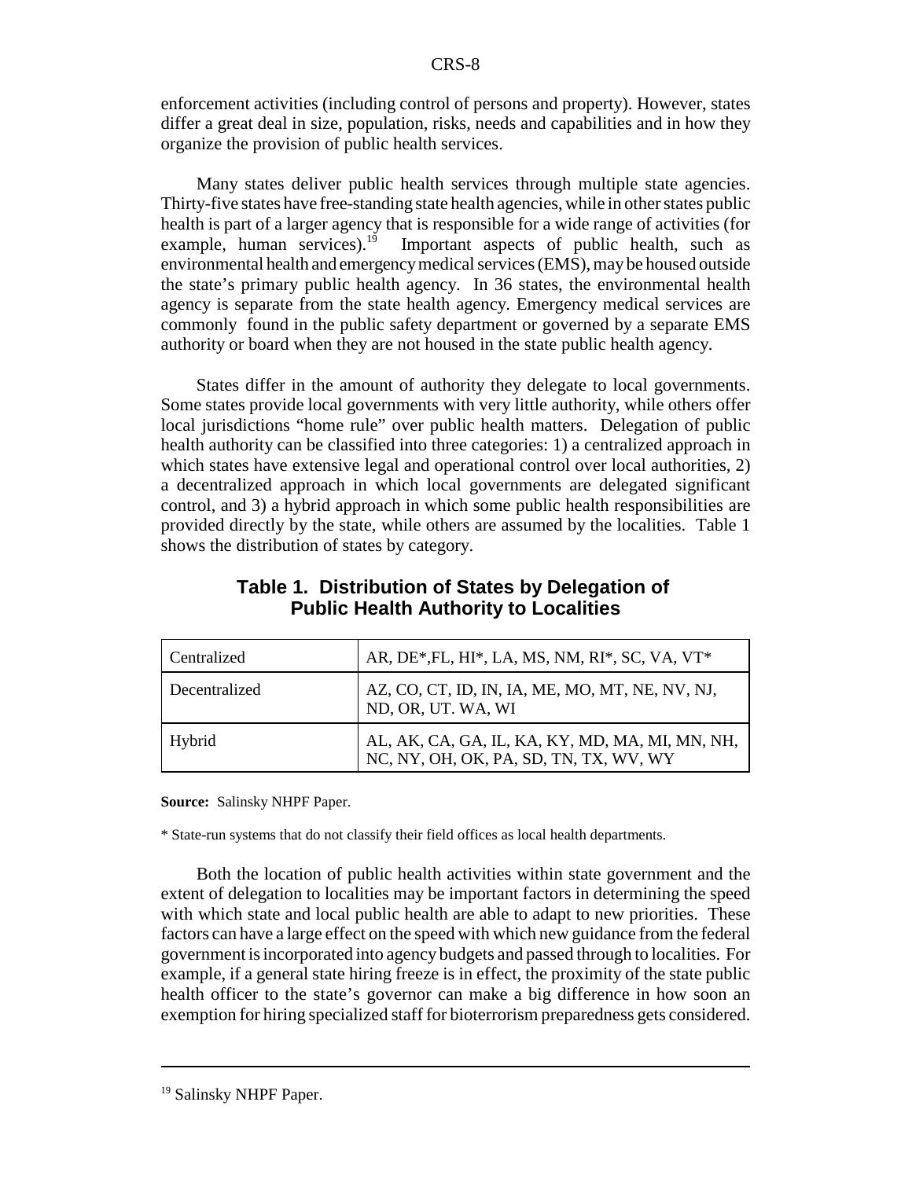enforcement activities (including control of persons and property). However, states differ a great deal in size, population, risks, needs and capabilities and in how they organize the provision of public health services.

Many states deliver public health services through multiple state agencies. Thirty-five states have free-standing state health agencies, while in other states public health is part of a larger agency that is responsible for a wide range of activities (for example, human services).[19] Important aspects of public health, such as environmental health and emergency medical services (EMS), may be housed outside the state's primary public health agency. In 36 states, the environmental health agency is separate from the state health agency. Emergency medical services are commonly found in the public safety department or governed by a separate EMS authority or board when they are not housed in the state public health agency.

States differ in the amount of authority they delegate to local governments. Some states provide local governments with very little authority, while others offer local jurisdictions "home rule" over public health matters. Delegation of public health authority can be classified into three categories: 1) a centralized approach in which states have extensive legal and operational control over local authorities, 2) a decentralized approach in which local governments are delegated significant control, and 3) a hybrid approach in which some public health responsibilities are provided directly by the state, while others are assumed by the localities. Table 1 shows the distribution of states by category.

**Table 1. Distribution of States by Delegation of Public Health Authority to Localities**

| | |
|---|---|
| Centralized | AR, DE*,FL, HI*, LA, MS, NM, RI*, SC, VA, VT* |
| Decentralized | AZ, CO, CT, ID, IN, IA, ME, MO, MT, NE, NV, NJ, ND, OR, UT. WA, WI |
| Hybrid | AL, AK, CA, GA, IL, KA, KY, MD, MA, MI, MN, NH, NC, NY, OH, OK, PA, SD, TN, TX, WV, WY |

**Source:** Salinsky NHPF Paper.

* State-run systems that do not classify their field offices as local health departments.

Both the location of public health activities within state government and the extent of delegation to localities may be important factors in determining the speed with which state and local public health are able to adapt to new priorities. These factors can have a large effect on the speed with which new guidance from the federal government is incorporated into agency budgets and passed through to localities. For example, if a general state hiring freeze is in effect, the proximity of the state public health officer to the state's governor can make a big difference in how soon an exemption for hiring specialized staff for bioterrorism preparedness gets considered.

[19] Salinsky NHPF Paper.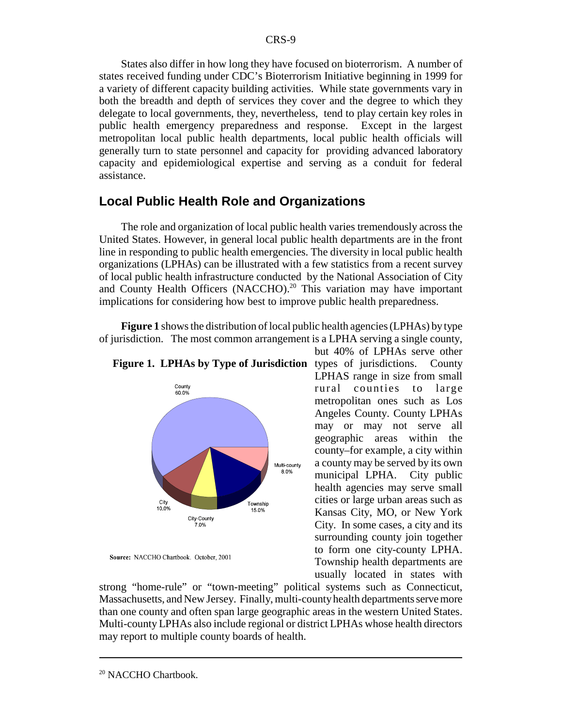States also differ in how long they have focused on bioterrorism. A number of states received funding under CDC's Bioterrorism Initiative beginning in 1999 for a variety of different capacity building activities. While state governments vary in both the breadth and depth of services they cover and the degree to which they delegate to local governments, they, nevertheless, tend to play certain key roles in public health emergency preparedness and response. Except in the largest metropolitan local public health departments, local public health officials will generally turn to state personnel and capacity for providing advanced laboratory capacity and epidemiological expertise and serving as a conduit for federal assistance.

## Local Public Health Role and Organizations

The role and organization of local public health varies tremendously across the United States. However, in general local public health departments are in the front line in responding to public health emergencies. The diversity in local public health organizations (LPHAs) can be illustrated with a few statistics from a recent survey of local public health infrastructure conducted by the National Association of City and County Health Officers (NACCHO).[20] This variation may have important implications for considering how best to improve public health preparedness.

**Figure 1** shows the distribution of local public health agencies (LPHAs) by type of jurisdiction. The most common arrangement is a LPHA serving a single county, but 40% of LPHAs serve other types of jurisdictions. County LPHAS range in size from small rural counties to large metropolitan ones such as Los Angeles County. County LPHAs may or may not serve all geographic areas within the county–for example, a city within a county may be served by its own municipal LPHA. City public health agencies may serve small cities or large urban areas such as Kansas City, MO, or New York City. In some cases, a city and its surrounding county join together to form one city-county LPHA. Township health departments are usually located in states with strong "home-rule" or "town-meeting" political systems such as Connecticut, Massachusetts, and New Jersey. Finally, multi-county health departments serve more than one county and often span large geographic areas in the western United States. Multi-county LPHAs also include regional or district LPHAs whose health directors may report to multiple county boards of health.

**Figure 1. LPHAs by Type of Jurisdiction**

| Type of Jurisdiction | Percent |
|---|---|
| County | 60.0% |
| Multi-county | 8.0% |
| Township | 15.0% |
| City-County | 7.0% |
| City | 10.0% |

**Source:** NACCHO Chartbook. October, 2001

[20] NACCHO Chartbook.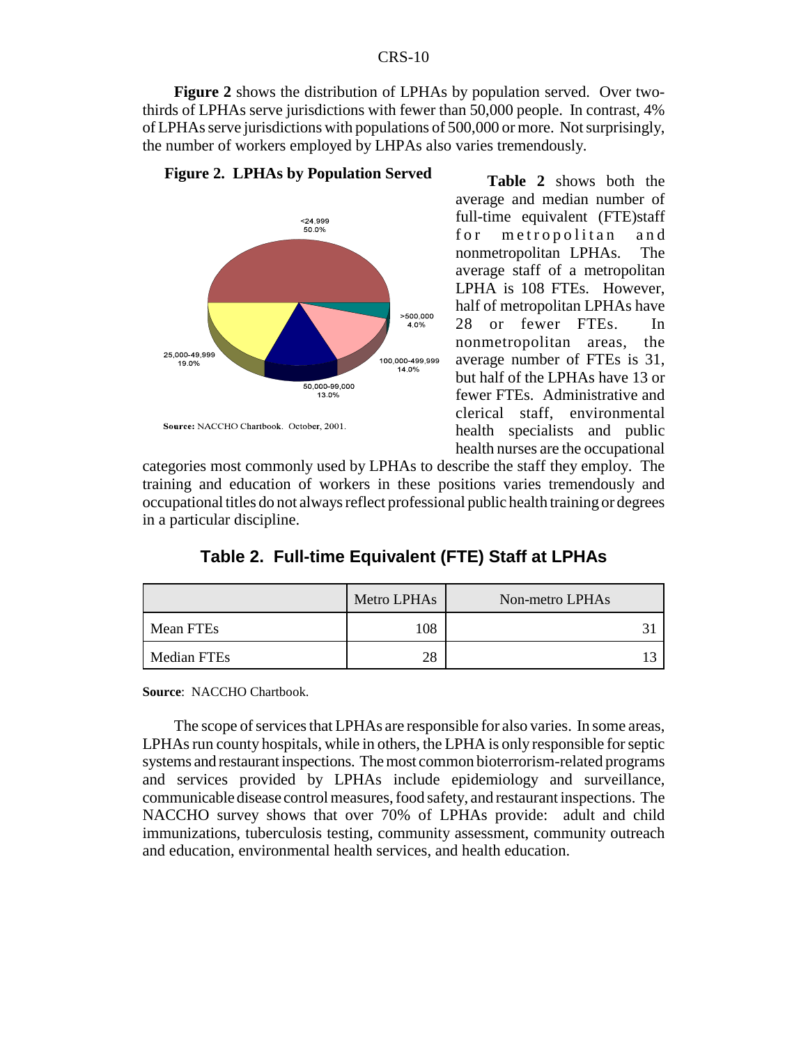**Figure 2** shows the distribution of LPHAs by population served. Over two-thirds of LPHAs serve jurisdictions with fewer than 50,000 people. In contrast, 4% of LPHAs serve jurisdictions with populations of 500,000 or more. Not surprisingly, the number of workers employed by LHPAs also varies tremendously.

**Figure 2. LPHAs by Population Served**

<24,999 50.0%

>500,000 4.0%

100,000-499,999 14.0%

50,000-99,000 13.0%

25,000-49,999 19.0%

**Source:** NACCHO Chartbook. October, 2001.

**Table 2** shows both the average and median number of full-time equivalent (FTE)staff for metropolitan and nonmetropolitan LPHAs. The average staff of a metropolitan LPHA is 108 FTEs. However, half of metropolitan LPHAs have 28 or fewer FTEs. In nonmetropolitan areas, the average number of FTEs is 31, but half of the LPHAs have 13 or fewer FTEs. Administrative and clerical staff, environmental health specialists and public health nurses are the occupational categories most commonly used by LPHAs to describe the staff they employ. The training and education of workers in these positions varies tremendously and occupational titles do not always reflect professional public health training or degrees in a particular discipline.

**Table 2. Full-time Equivalent (FTE) Staff at LPHAs**

| | Metro LPHAs | Non-metro LPHAs |
|---|---|---|
| Mean FTEs | 108 | 31 |
| Median FTEs | 28 | 13 |

**Source**: NACCHO Chartbook.

The scope of services that LPHAs are responsible for also varies. In some areas, LPHAs run county hospitals, while in others, the LPHA is only responsible for septic systems and restaurant inspections. The most common bioterrorism-related programs and services provided by LPHAs include epidemiology and surveillance, communicable disease control measures, food safety, and restaurant inspections. The NACCHO survey shows that over 70% of LPHAs provide: adult and child immunizations, tuberculosis testing, community assessment, community outreach and education, environmental health services, and health education.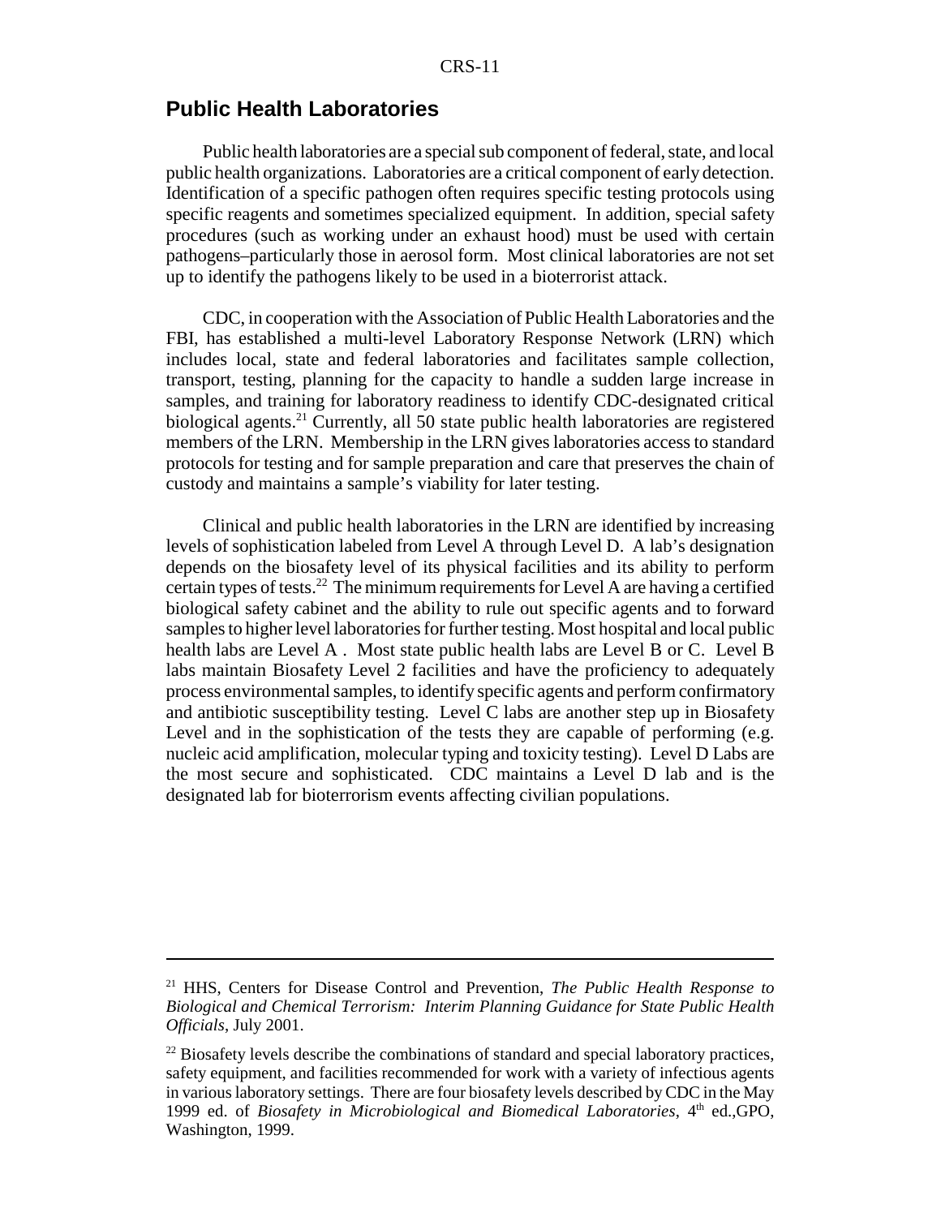## Public Health Laboratories

Public health laboratories are a special sub component of federal, state, and local public health organizations. Laboratories are a critical component of early detection. Identification of a specific pathogen often requires specific testing protocols using specific reagents and sometimes specialized equipment. In addition, special safety procedures (such as working under an exhaust hood) must be used with certain pathogens–particularly those in aerosol form. Most clinical laboratories are not set up to identify the pathogens likely to be used in a bioterrorist attack.

CDC, in cooperation with the Association of Public Health Laboratories and the FBI, has established a multi-level Laboratory Response Network (LRN) which includes local, state and federal laboratories and facilitates sample collection, transport, testing, planning for the capacity to handle a sudden large increase in samples, and training for laboratory readiness to identify CDC-designated critical biological agents.[21] Currently, all 50 state public health laboratories are registered members of the LRN. Membership in the LRN gives laboratories access to standard protocols for testing and for sample preparation and care that preserves the chain of custody and maintains a sample's viability for later testing.

Clinical and public health laboratories in the LRN are identified by increasing levels of sophistication labeled from Level A through Level D. A lab's designation depends on the biosafety level of its physical facilities and its ability to perform certain types of tests.[22] The minimum requirements for Level A are having a certified biological safety cabinet and the ability to rule out specific agents and to forward samples to higher level laboratories for further testing. Most hospital and local public health labs are Level A . Most state public health labs are Level B or C. Level B labs maintain Biosafety Level 2 facilities and have the proficiency to adequately process environmental samples, to identify specific agents and perform confirmatory and antibiotic susceptibility testing. Level C labs are another step up in Biosafety Level and in the sophistication of the tests they are capable of performing (e.g. nucleic acid amplification, molecular typing and toxicity testing). Level D Labs are the most secure and sophisticated. CDC maintains a Level D lab and is the designated lab for bioterrorism events affecting civilian populations.

---

[21] HHS, Centers for Disease Control and Prevention, *The Public Health Response to Biological and Chemical Terrorism: Interim Planning Guidance for State Public Health Officials*, July 2001.

[22] Biosafety levels describe the combinations of standard and special laboratory practices, safety equipment, and facilities recommended for work with a variety of infectious agents in various laboratory settings. There are four biosafety levels described by CDC in the May 1999 ed. of *Biosafety in Microbiological and Biomedical Laboratories*, 4th ed.,GPO, Washington, 1999.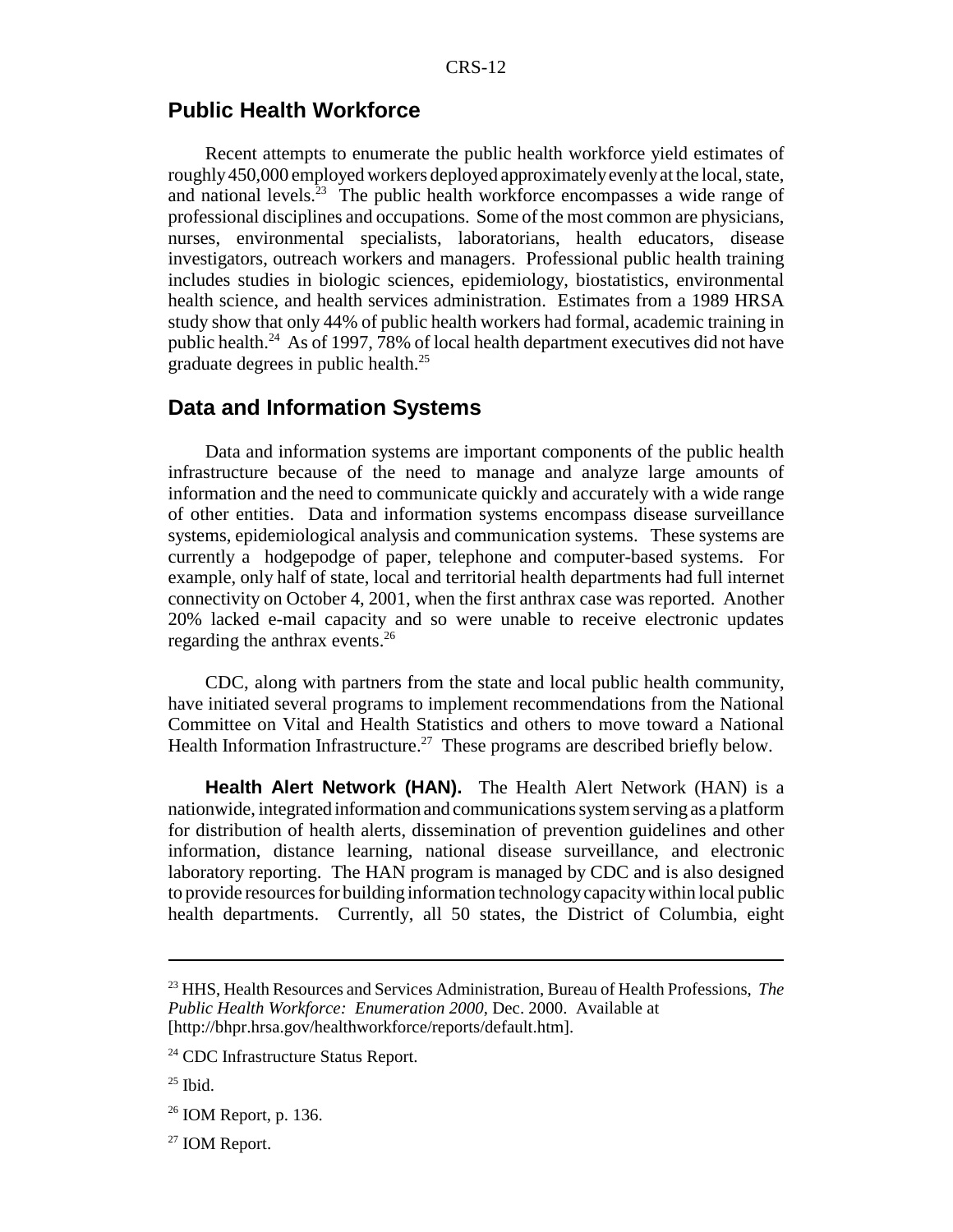## Public Health Workforce

Recent attempts to enumerate the public health workforce yield estimates of roughly 450,000 employed workers deployed approximately evenly at the local, state, and national levels.[23] The public health workforce encompasses a wide range of professional disciplines and occupations. Some of the most common are physicians, nurses, environmental specialists, laboratorians, health educators, disease investigators, outreach workers and managers. Professional public health training includes studies in biologic sciences, epidemiology, biostatistics, environmental health science, and health services administration. Estimates from a 1989 HRSA study show that only 44% of public health workers had formal, academic training in public health.[24] As of 1997, 78% of local health department executives did not have graduate degrees in public health.[25]

## Data and Information Systems

Data and information systems are important components of the public health infrastructure because of the need to manage and analyze large amounts of information and the need to communicate quickly and accurately with a wide range of other entities. Data and information systems encompass disease surveillance systems, epidemiological analysis and communication systems. These systems are currently a hodgepodge of paper, telephone and computer-based systems. For example, only half of state, local and territorial health departments had full internet connectivity on October 4, 2001, when the first anthrax case was reported. Another 20% lacked e-mail capacity and so were unable to receive electronic updates regarding the anthrax events.[26]

CDC, along with partners from the state and local public health community, have initiated several programs to implement recommendations from the National Committee on Vital and Health Statistics and others to move toward a National Health Information Infrastructure.[27] These programs are described briefly below.

**Health Alert Network (HAN).** The Health Alert Network (HAN) is a nationwide, integrated information and communications system serving as a platform for distribution of health alerts, dissemination of prevention guidelines and other information, distance learning, national disease surveillance, and electronic laboratory reporting. The HAN program is managed by CDC and is also designed to provide resources for building information technology capacity within local public health departments. Currently, all 50 states, the District of Columbia, eight

---

[23] HHS, Health Resources and Services Administration, Bureau of Health Professions, *The Public Health Workforce: Enumeration 2000*, Dec. 2000. Available at [http://bhpr.hrsa.gov/healthworkforce/reports/default.htm].

[24] CDC Infrastructure Status Report.

[25] Ibid.

[26] IOM Report, p. 136.

[27] IOM Report.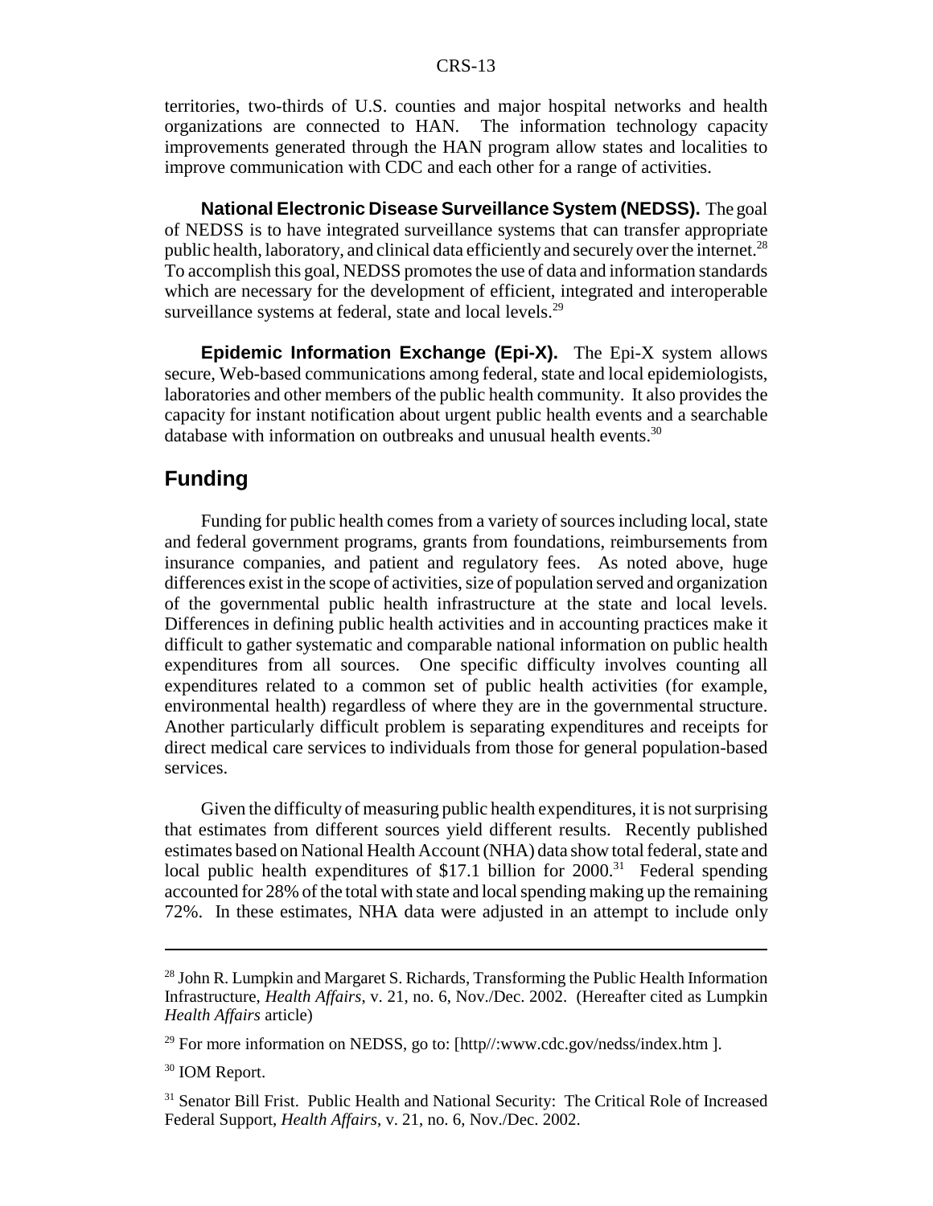territories, two-thirds of U.S. counties and major hospital networks and health organizations are connected to HAN. The information technology capacity improvements generated through the HAN program allow states and localities to improve communication with CDC and each other for a range of activities.

**National Electronic Disease Surveillance System (NEDSS).** The goal of NEDSS is to have integrated surveillance systems that can transfer appropriate public health, laboratory, and clinical data efficiently and securely over the internet.[28] To accomplish this goal, NEDSS promotes the use of data and information standards which are necessary for the development of efficient, integrated and interoperable surveillance systems at federal, state and local levels.[29]

**Epidemic Information Exchange (Epi-X).** The Epi-X system allows secure, Web-based communications among federal, state and local epidemiologists, laboratories and other members of the public health community. It also provides the capacity for instant notification about urgent public health events and a searchable database with information on outbreaks and unusual health events.[30]

## Funding

Funding for public health comes from a variety of sources including local, state and federal government programs, grants from foundations, reimbursements from insurance companies, and patient and regulatory fees. As noted above, huge differences exist in the scope of activities, size of population served and organization of the governmental public health infrastructure at the state and local levels. Differences in defining public health activities and in accounting practices make it difficult to gather systematic and comparable national information on public health expenditures from all sources. One specific difficulty involves counting all expenditures related to a common set of public health activities (for example, environmental health) regardless of where they are in the governmental structure. Another particularly difficult problem is separating expenditures and receipts for direct medical care services to individuals from those for general population-based services.

Given the difficulty of measuring public health expenditures, it is not surprising that estimates from different sources yield different results. Recently published estimates based on National Health Account (NHA) data show total federal, state and local public health expenditures of $17.1 billion for 2000.[31] Federal spending accounted for 28% of the total with state and local spending making up the remaining 72%. In these estimates, NHA data were adjusted in an attempt to include only

---

[28] John R. Lumpkin and Margaret S. Richards, Transforming the Public Health Information Infrastructure, *Health Affairs*, v. 21, no. 6, Nov./Dec. 2002. (Hereafter cited as Lumpkin *Health Affairs* article)

[29] For more information on NEDSS, go to: [http//:www.cdc.gov/nedss/index.htm ].

[30] IOM Report.

[31] Senator Bill Frist. Public Health and National Security: The Critical Role of Increased Federal Support, *Health Affairs*, v. 21, no. 6, Nov./Dec. 2002.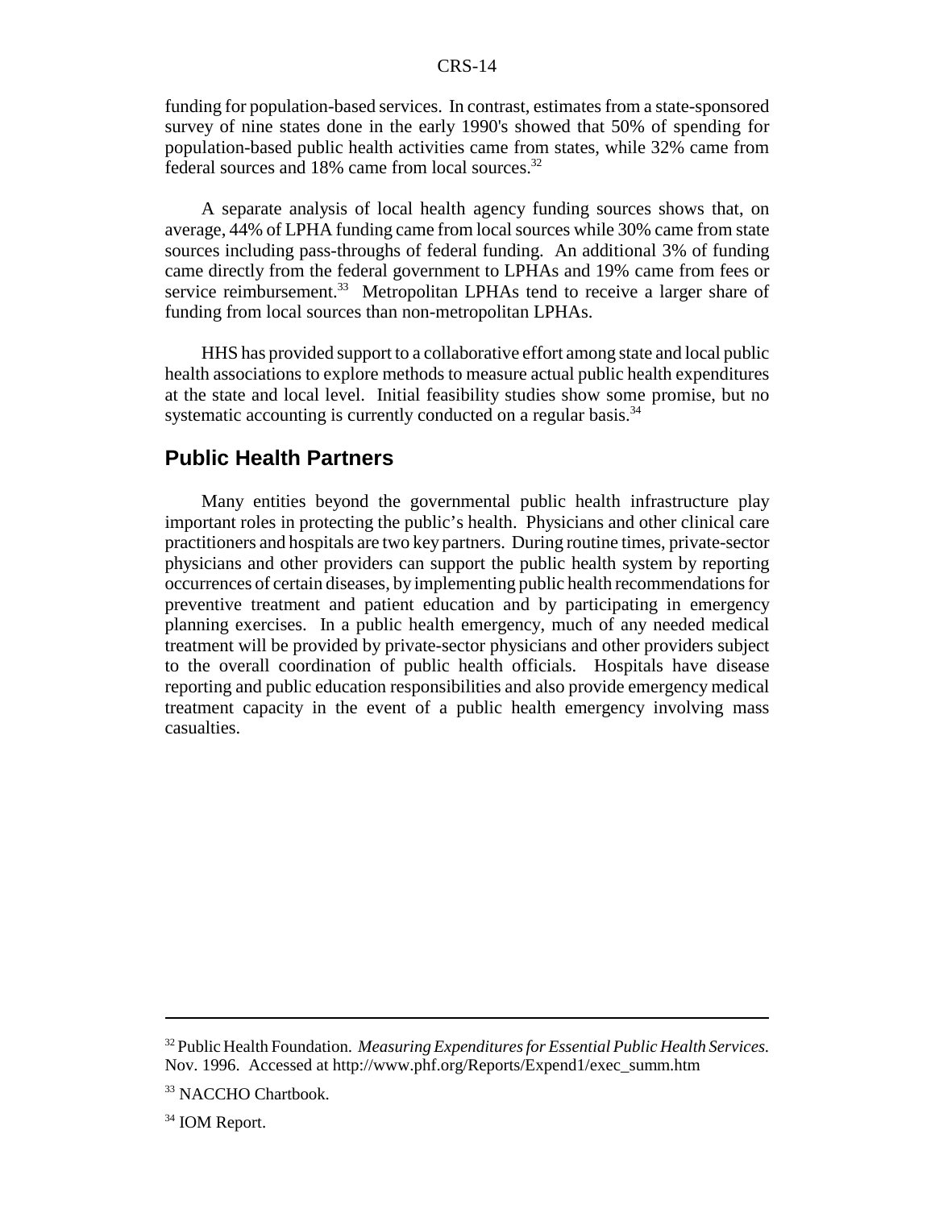funding for population-based services. In contrast, estimates from a state-sponsored survey of nine states done in the early 1990's showed that 50% of spending for population-based public health activities came from states, while 32% came from federal sources and 18% came from local sources.[32]

A separate analysis of local health agency funding sources shows that, on average, 44% of LPHA funding came from local sources while 30% came from state sources including pass-throughs of federal funding. An additional 3% of funding came directly from the federal government to LPHAs and 19% came from fees or service reimbursement.[33] Metropolitan LPHAs tend to receive a larger share of funding from local sources than non-metropolitan LPHAs.

HHS has provided support to a collaborative effort among state and local public health associations to explore methods to measure actual public health expenditures at the state and local level. Initial feasibility studies show some promise, but no systematic accounting is currently conducted on a regular basis.[34]

## Public Health Partners

Many entities beyond the governmental public health infrastructure play important roles in protecting the public's health. Physicians and other clinical care practitioners and hospitals are two key partners. During routine times, private-sector physicians and other providers can support the public health system by reporting occurrences of certain diseases, by implementing public health recommendations for preventive treatment and patient education and by participating in emergency planning exercises. In a public health emergency, much of any needed medical treatment will be provided by private-sector physicians and other providers subject to the overall coordination of public health officials. Hospitals have disease reporting and public education responsibilities and also provide emergency medical treatment capacity in the event of a public health emergency involving mass casualties.

---

[32] Public Health Foundation. *Measuring Expenditures for Essential Public Health Services.* Nov. 1996. Accessed at http://www.phf.org/Reports/Expend1/exec_summ.htm

[33] NACCHO Chartbook.

[34] IOM Report.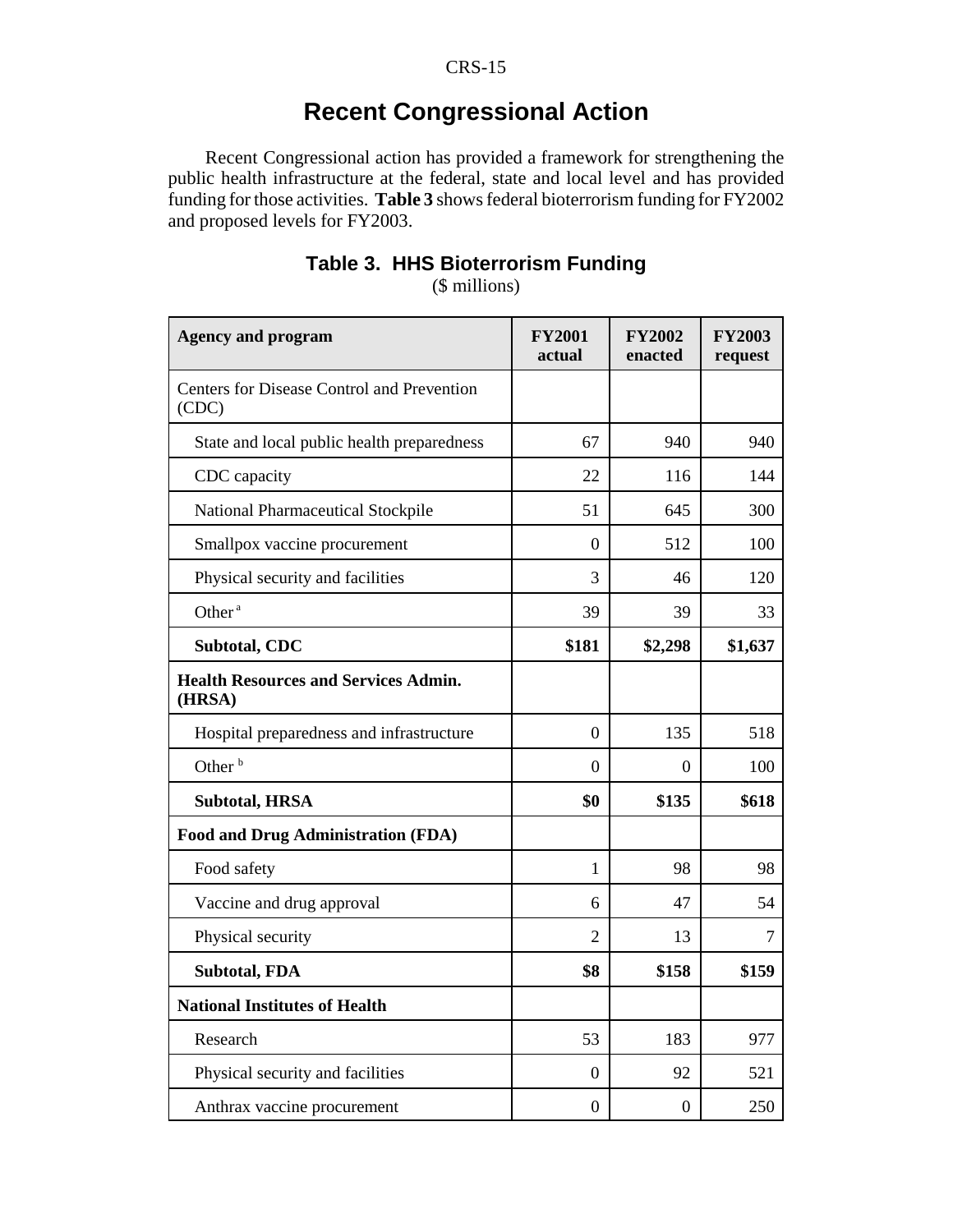## Recent Congressional Action

Recent Congressional action has provided a framework for strengthening the public health infrastructure at the federal, state and local level and has provided funding for those activities. **Table 3** shows federal bioterrorism funding for FY2002 and proposed levels for FY2003.

### Table 3. HHS Bioterrorism Funding

($ millions)

| Agency and program | FY2001 actual | FY2002 enacted | FY2003 request |
|---|---|---|---|
| Centers for Disease Control and Prevention (CDC) | | | |
| State and local public health preparedness | 67 | 940 | 940 |
| CDC capacity | 22 | 116 | 144 |
| National Pharmaceutical Stockpile | 51 | 645 | 300 |
| Smallpox vaccine procurement | 0 | 512 | 100 |
| Physical security and facilities | 3 | 46 | 120 |
| Other [a] | 39 | 39 | 33 |
| **Subtotal, CDC** | **$181** | **$2,298** | **$1,637** |
| **Health Resources and Services Admin. (HRSA)** | | | |
| Hospital preparedness and infrastructure | 0 | 135 | 518 |
| Other [b] | 0 | 0 | 100 |
| **Subtotal, HRSA** | **$0** | **$135** | **$618** |
| **Food and Drug Administration (FDA)** | | | |
| Food safety | 1 | 98 | 98 |
| Vaccine and drug approval | 6 | 47 | 54 |
| Physical security | 2 | 13 | 7 |
| **Subtotal, FDA** | **$8** | **$158** | **$159** |
| **National Institutes of Health** | | | |
| Research | 53 | 183 | 977 |
| Physical security and facilities | 0 | 92 | 521 |
| Anthrax vaccine procurement | 0 | 0 | 250 |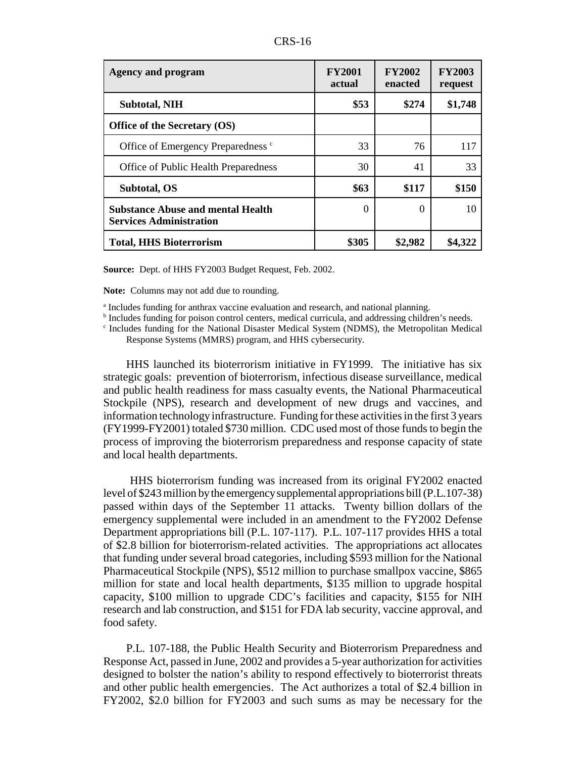| Agency and program | FY2001 actual | FY2002 enacted | FY2003 request |
| --- | --- | --- | --- |
| **Subtotal, NIH** | **$53** | **$274** | **$1,748** |
| **Office of the Secretary (OS)** | | | |
| Office of Emergency Preparedness [c] | 33 | 76 | 117 |
| Office of Public Health Preparedness | 30 | 41 | 33 |
| **Subtotal, OS** | **$63** | **$117** | **$150** |
| **Substance Abuse and mental Health Services Administration** | 0 | 0 | 10 |
| **Total, HHS Bioterrorism** | **$305** | **$2,982** | **$4,322** |

**Source:** Dept. of HHS FY2003 Budget Request, Feb. 2002.

**Note:** Columns may not add due to rounding.

[a] Includes funding for anthrax vaccine evaluation and research, and national planning.

[b] Includes funding for poison control centers, medical curricula, and addressing children's needs.

[c] Includes funding for the National Disaster Medical System (NDMS), the Metropolitan Medical Response Systems (MMRS) program, and HHS cybersecurity.

HHS launched its bioterrorism initiative in FY1999. The initiative has six strategic goals: prevention of bioterrorism, infectious disease surveillance, medical and public health readiness for mass casualty events, the National Pharmaceutical Stockpile (NPS), research and development of new drugs and vaccines, and information technology infrastructure. Funding for these activities in the first 3 years (FY1999-FY2001) totaled $730 million. CDC used most of those funds to begin the process of improving the bioterrorism preparedness and response capacity of state and local health departments.

HHS bioterrorism funding was increased from its original FY2002 enacted level of $243 million by the emergency supplemental appropriations bill (P.L.107-38) passed within days of the September 11 attacks. Twenty billion dollars of the emergency supplemental were included in an amendment to the FY2002 Defense Department appropriations bill (P.L. 107-117). P.L. 107-117 provides HHS a total of $2.8 billion for bioterrorism-related activities. The appropriations act allocates that funding under several broad categories, including $593 million for the National Pharmaceutical Stockpile (NPS), $512 million to purchase smallpox vaccine, $865 million for state and local health departments, $135 million to upgrade hospital capacity, $100 million to upgrade CDC's facilities and capacity, $155 for NIH research and lab construction, and $151 for FDA lab security, vaccine approval, and food safety.

P.L. 107-188, the Public Health Security and Bioterrorism Preparedness and Response Act, passed in June, 2002 and provides a 5-year authorization for activities designed to bolster the nation's ability to respond effectively to bioterrorist threats and other public health emergencies. The Act authorizes a total of $2.4 billion in FY2002, $2.0 billion for FY2003 and such sums as may be necessary for the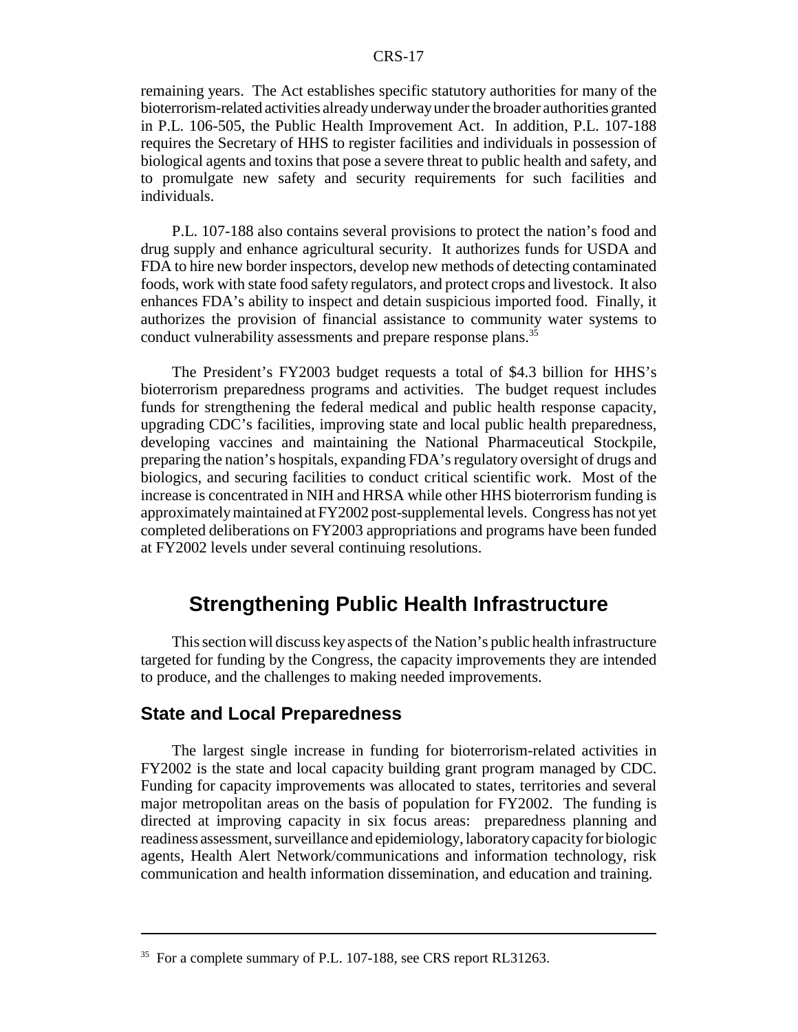remaining years. The Act establishes specific statutory authorities for many of the bioterrorism-related activities already underway under the broader authorities granted in P.L. 106-505, the Public Health Improvement Act. In addition, P.L. 107-188 requires the Secretary of HHS to register facilities and individuals in possession of biological agents and toxins that pose a severe threat to public health and safety, and to promulgate new safety and security requirements for such facilities and individuals.

P.L. 107-188 also contains several provisions to protect the nation's food and drug supply and enhance agricultural security. It authorizes funds for USDA and FDA to hire new border inspectors, develop new methods of detecting contaminated foods, work with state food safety regulators, and protect crops and livestock. It also enhances FDA's ability to inspect and detain suspicious imported food. Finally, it authorizes the provision of financial assistance to community water systems to conduct vulnerability assessments and prepare response plans.[35]

The President's FY2003 budget requests a total of \$4.3 billion for HHS's bioterrorism preparedness programs and activities. The budget request includes funds for strengthening the federal medical and public health response capacity, upgrading CDC's facilities, improving state and local public health preparedness, developing vaccines and maintaining the National Pharmaceutical Stockpile, preparing the nation's hospitals, expanding FDA's regulatory oversight of drugs and biologics, and securing facilities to conduct critical scientific work. Most of the increase is concentrated in NIH and HRSA while other HHS bioterrorism funding is approximately maintained at FY2002 post-supplemental levels. Congress has not yet completed deliberations on FY2003 appropriations and programs have been funded at FY2002 levels under several continuing resolutions.

# Strengthening Public Health Infrastructure

This section will discuss key aspects of the Nation's public health infrastructure targeted for funding by the Congress, the capacity improvements they are intended to produce, and the challenges to making needed improvements.

## State and Local Preparedness

The largest single increase in funding for bioterrorism-related activities in FY2002 is the state and local capacity building grant program managed by CDC. Funding for capacity improvements was allocated to states, territories and several major metropolitan areas on the basis of population for FY2002. The funding is directed at improving capacity in six focus areas: preparedness planning and readiness assessment, surveillance and epidemiology, laboratory capacity for biologic agents, Health Alert Network/communications and information technology, risk communication and health information dissemination, and education and training.

---

[35] For a complete summary of P.L. 107-188, see CRS report RL31263.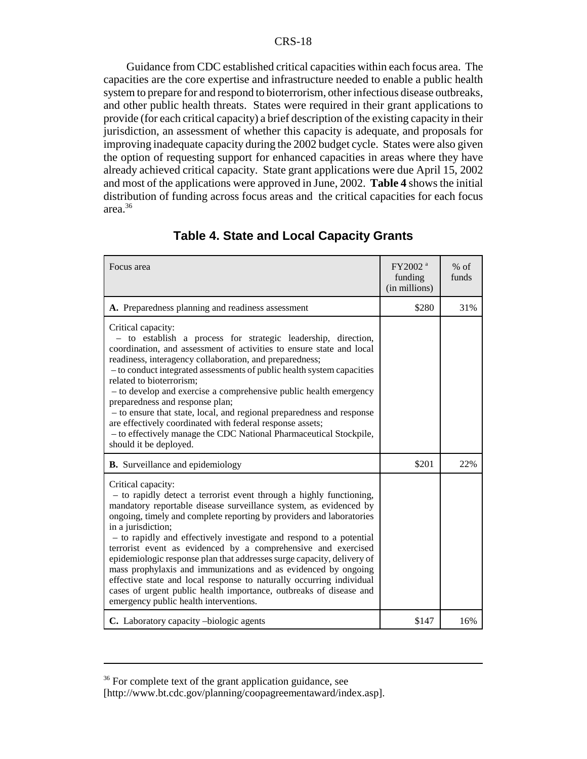Guidance from CDC established critical capacities within each focus area. The capacities are the core expertise and infrastructure needed to enable a public health system to prepare for and respond to bioterrorism, other infectious disease outbreaks, and other public health threats. States were required in their grant applications to provide (for each critical capacity) a brief description of the existing capacity in their jurisdiction, an assessment of whether this capacity is adequate, and proposals for improving inadequate capacity during the 2002 budget cycle. States were also given the option of requesting support for enhanced capacities in areas where they have already achieved critical capacity. State grant applications were due April 15, 2002 and most of the applications were approved in June, 2002. **Table 4** shows the initial distribution of funding across focus areas and the critical capacities for each focus area.[36]

## Table 4. State and Local Capacity Grants

| Focus area | FY2002 [a] funding (in millions) | % of funds |
|---|---|---|
| **A.** Preparedness planning and readiness assessment | $280 | 31% |
| Critical capacity:<br>– to establish a process for strategic leadership, direction, coordination, and assessment of activities to ensure state and local readiness, interagency collaboration, and preparedness;<br>– to conduct integrated assessments of public health system capacities related to bioterrorism;<br>– to develop and exercise a comprehensive public health emergency preparedness and response plan;<br>– to ensure that state, local, and regional preparedness and response are effectively coordinated with federal response assets;<br>– to effectively manage the CDC National Pharmaceutical Stockpile, should it be deployed. | | |
| **B.** Surveillance and epidemiology | $201 | 22% |
| Critical capacity:<br>– to rapidly detect a terrorist event through a highly functioning, mandatory reportable disease surveillance system, as evidenced by ongoing, timely and complete reporting by providers and laboratories in a jurisdiction;<br>– to rapidly and effectively investigate and respond to a potential terrorist event as evidenced by a comprehensive and exercised epidemiologic response plan that addresses surge capacity, delivery of mass prophylaxis and immunizations and as evidenced by ongoing effective state and local response to naturally occurring individual cases of urgent public health importance, outbreaks of disease and emergency public health interventions. | | |
| **C.** Laboratory capacity –biologic agents | $147 | 16% |

[36] For complete text of the grant application guidance, see [http://www.bt.cdc.gov/planning/coopagreementaward/index.asp].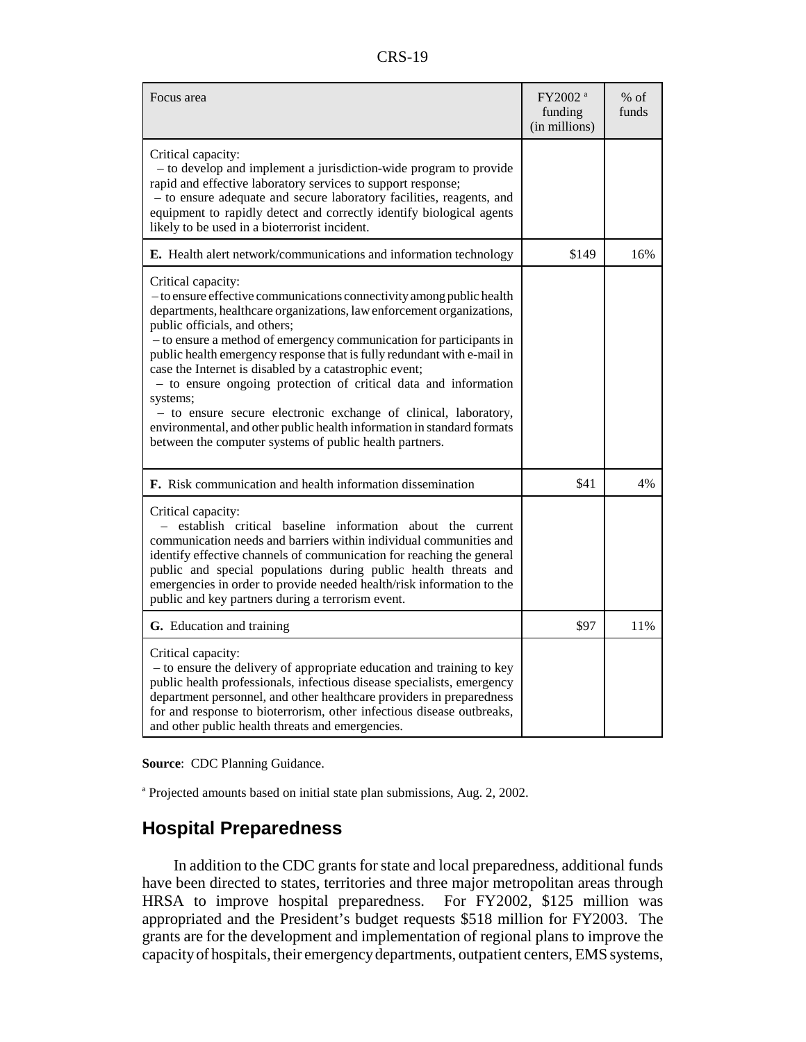| Focus area | FY2002 [a] funding (in millions) | % of funds |
|---|---|---|
| Critical capacity:<br>– to develop and implement a jurisdiction-wide program to provide rapid and effective laboratory services to support response;<br>– to ensure adequate and secure laboratory facilities, reagents, and equipment to rapidly detect and correctly identify biological agents likely to be used in a bioterrorist incident. | | |
| **E.** Health alert network/communications and information technology | $149 | 16% |
| Critical capacity:<br>– to ensure effective communications connectivity among public health departments, healthcare organizations, law enforcement organizations, public officials, and others;<br>– to ensure a method of emergency communication for participants in public health emergency response that is fully redundant with e-mail in case the Internet is disabled by a catastrophic event;<br>– to ensure ongoing protection of critical data and information systems;<br>– to ensure secure electronic exchange of clinical, laboratory, environmental, and other public health information in standard formats between the computer systems of public health partners. | | |
| **F.** Risk communication and health information dissemination | $41 | 4% |
| Critical capacity:<br>– establish critical baseline information about the current communication needs and barriers within individual communities and identify effective channels of communication for reaching the general public and special populations during public health threats and emergencies in order to provide needed health/risk information to the public and key partners during a terrorism event. | | |
| **G.** Education and training | $97 | 11% |
| Critical capacity:<br>– to ensure the delivery of appropriate education and training to key public health professionals, infectious disease specialists, emergency department personnel, and other healthcare providers in preparedness for and response to bioterrorism, other infectious disease outbreaks, and other public health threats and emergencies. | | |

**Source**: CDC Planning Guidance.

[a] Projected amounts based on initial state plan submissions, Aug. 2, 2002.

## Hospital Preparedness

In addition to the CDC grants for state and local preparedness, additional funds have been directed to states, territories and three major metropolitan areas through HRSA to improve hospital preparedness. For FY2002, $125 million was appropriated and the President's budget requests $518 million for FY2003. The grants are for the development and implementation of regional plans to improve the capacity of hospitals, their emergency departments, outpatient centers, EMS systems,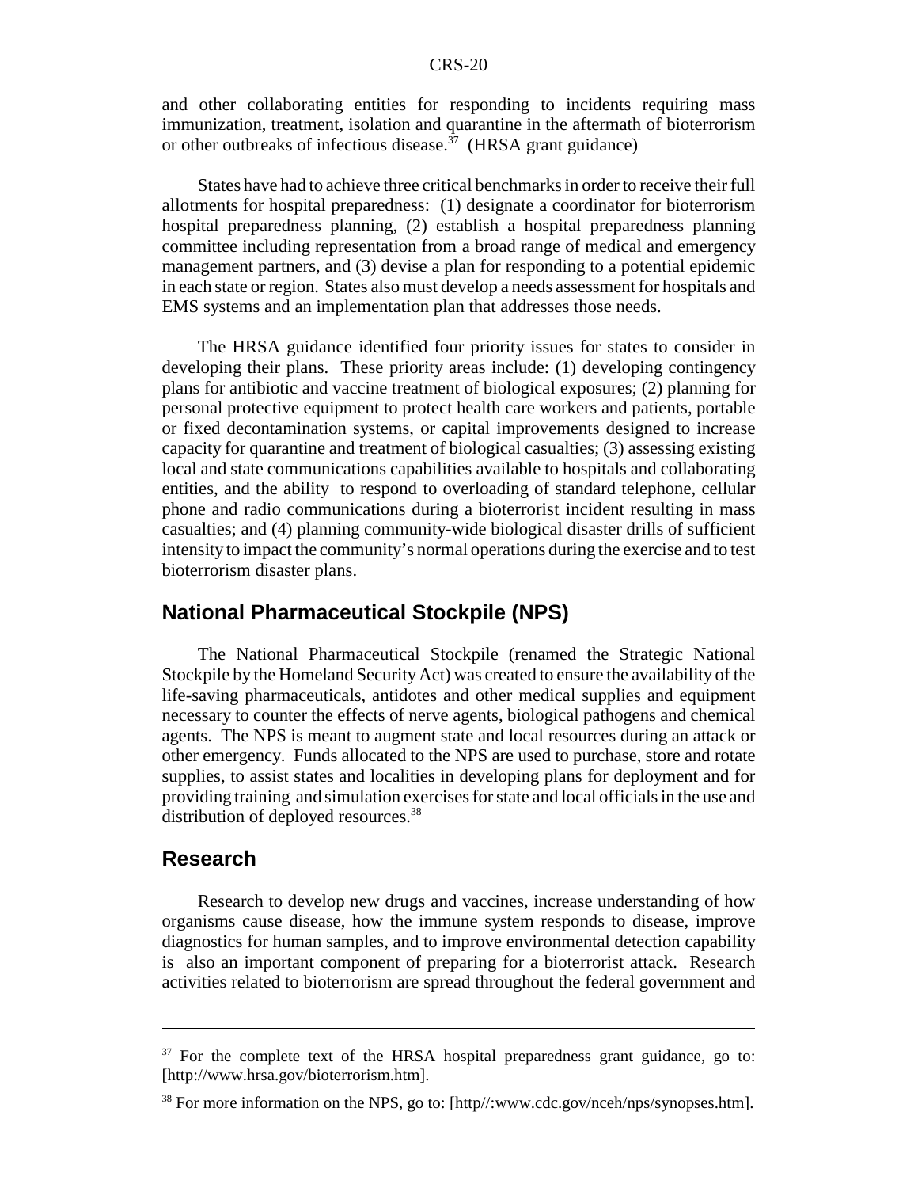and other collaborating entities for responding to incidents requiring mass immunization, treatment, isolation and quarantine in the aftermath of bioterrorism or other outbreaks of infectious disease.[37] (HRSA grant guidance)

States have had to achieve three critical benchmarks in order to receive their full allotments for hospital preparedness: (1) designate a coordinator for bioterrorism hospital preparedness planning, (2) establish a hospital preparedness planning committee including representation from a broad range of medical and emergency management partners, and (3) devise a plan for responding to a potential epidemic in each state or region. States also must develop a needs assessment for hospitals and EMS systems and an implementation plan that addresses those needs.

The HRSA guidance identified four priority issues for states to consider in developing their plans. These priority areas include: (1) developing contingency plans for antibiotic and vaccine treatment of biological exposures; (2) planning for personal protective equipment to protect health care workers and patients, portable or fixed decontamination systems, or capital improvements designed to increase capacity for quarantine and treatment of biological casualties; (3) assessing existing local and state communications capabilities available to hospitals and collaborating entities, and the ability to respond to overloading of standard telephone, cellular phone and radio communications during a bioterrorist incident resulting in mass casualties; and (4) planning community-wide biological disaster drills of sufficient intensity to impact the community's normal operations during the exercise and to test bioterrorism disaster plans.

## National Pharmaceutical Stockpile (NPS)

The National Pharmaceutical Stockpile (renamed the Strategic National Stockpile by the Homeland Security Act) was created to ensure the availability of the life-saving pharmaceuticals, antidotes and other medical supplies and equipment necessary to counter the effects of nerve agents, biological pathogens and chemical agents. The NPS is meant to augment state and local resources during an attack or other emergency. Funds allocated to the NPS are used to purchase, store and rotate supplies, to assist states and localities in developing plans for deployment and for providing training and simulation exercises for state and local officials in the use and distribution of deployed resources.[38]

## Research

Research to develop new drugs and vaccines, increase understanding of how organisms cause disease, how the immune system responds to disease, improve diagnostics for human samples, and to improve environmental detection capability is also an important component of preparing for a bioterrorist attack. Research activities related to bioterrorism are spread throughout the federal government and

---

[37] For the complete text of the HRSA hospital preparedness grant guidance, go to: [http://www.hrsa.gov/bioterrorism.htm].

[38] For more information on the NPS, go to: [http//:www.cdc.gov/nceh/nps/synopses.htm].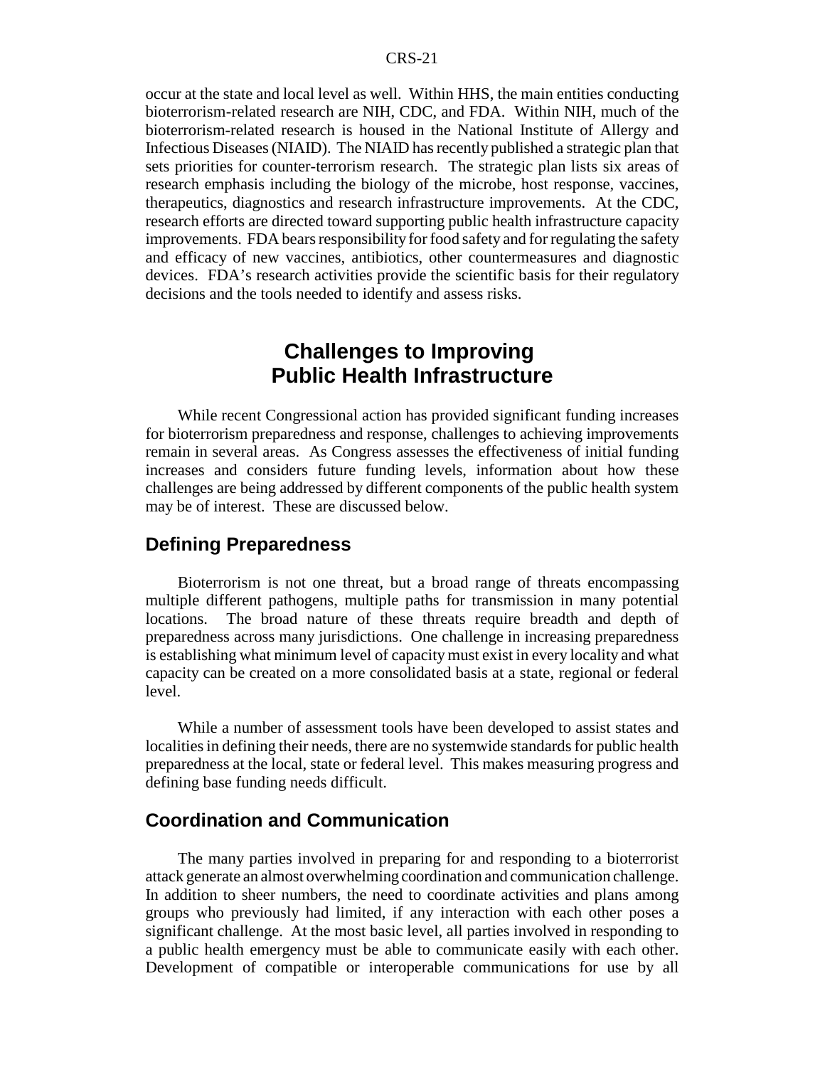occur at the state and local level as well. Within HHS, the main entities conducting bioterrorism-related research are NIH, CDC, and FDA. Within NIH, much of the bioterrorism-related research is housed in the National Institute of Allergy and Infectious Diseases (NIAID). The NIAID has recently published a strategic plan that sets priorities for counter-terrorism research. The strategic plan lists six areas of research emphasis including the biology of the microbe, host response, vaccines, therapeutics, diagnostics and research infrastructure improvements. At the CDC, research efforts are directed toward supporting public health infrastructure capacity improvements. FDA bears responsibility for food safety and for regulating the safety and efficacy of new vaccines, antibiotics, other countermeasures and diagnostic devices. FDA's research activities provide the scientific basis for their regulatory decisions and the tools needed to identify and assess risks.

# Challenges to Improving Public Health Infrastructure

While recent Congressional action has provided significant funding increases for bioterrorism preparedness and response, challenges to achieving improvements remain in several areas. As Congress assesses the effectiveness of initial funding increases and considers future funding levels, information about how these challenges are being addressed by different components of the public health system may be of interest. These are discussed below.

## Defining Preparedness

Bioterrorism is not one threat, but a broad range of threats encompassing multiple different pathogens, multiple paths for transmission in many potential locations. The broad nature of these threats require breadth and depth of preparedness across many jurisdictions. One challenge in increasing preparedness is establishing what minimum level of capacity must exist in every locality and what capacity can be created on a more consolidated basis at a state, regional or federal level.

While a number of assessment tools have been developed to assist states and localities in defining their needs, there are no systemwide standards for public health preparedness at the local, state or federal level. This makes measuring progress and defining base funding needs difficult.

## Coordination and Communication

The many parties involved in preparing for and responding to a bioterrorist attack generate an almost overwhelming coordination and communication challenge. In addition to sheer numbers, the need to coordinate activities and plans among groups who previously had limited, if any interaction with each other poses a significant challenge. At the most basic level, all parties involved in responding to a public health emergency must be able to communicate easily with each other. Development of compatible or interoperable communications for use by all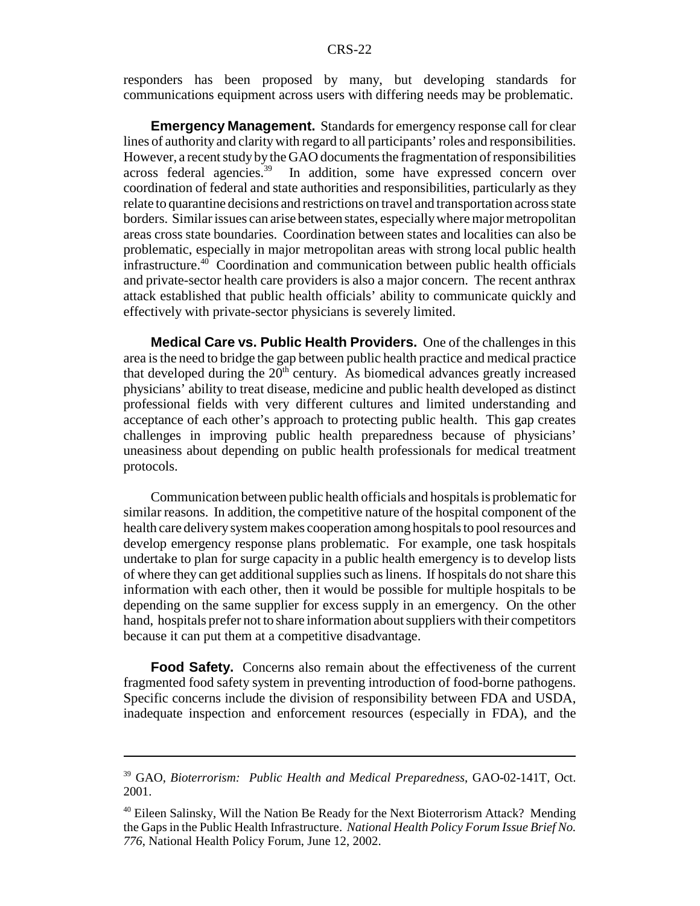responders has been proposed by many, but developing standards for communications equipment across users with differing needs may be problematic.

**Emergency Management.** Standards for emergency response call for clear lines of authority and clarity with regard to all participants' roles and responsibilities. However, a recent study by the GAO documents the fragmentation of responsibilities across federal agencies.[39] In addition, some have expressed concern over coordination of federal and state authorities and responsibilities, particularly as they relate to quarantine decisions and restrictions on travel and transportation across state borders. Similar issues can arise between states, especially where major metropolitan areas cross state boundaries. Coordination between states and localities can also be problematic, especially in major metropolitan areas with strong local public health infrastructure.[40] Coordination and communication between public health officials and private-sector health care providers is also a major concern. The recent anthrax attack established that public health officials' ability to communicate quickly and effectively with private-sector physicians is severely limited.

**Medical Care vs. Public Health Providers.** One of the challenges in this area is the need to bridge the gap between public health practice and medical practice that developed during the 20th century. As biomedical advances greatly increased physicians' ability to treat disease, medicine and public health developed as distinct professional fields with very different cultures and limited understanding and acceptance of each other's approach to protecting public health. This gap creates challenges in improving public health preparedness because of physicians' uneasiness about depending on public health professionals for medical treatment protocols.

Communication between public health officials and hospitals is problematic for similar reasons. In addition, the competitive nature of the hospital component of the health care delivery system makes cooperation among hospitals to pool resources and develop emergency response plans problematic. For example, one task hospitals undertake to plan for surge capacity in a public health emergency is to develop lists of where they can get additional supplies such as linens. If hospitals do not share this information with each other, then it would be possible for multiple hospitals to be depending on the same supplier for excess supply in an emergency. On the other hand, hospitals prefer not to share information about suppliers with their competitors because it can put them at a competitive disadvantage.

**Food Safety.** Concerns also remain about the effectiveness of the current fragmented food safety system in preventing introduction of food-borne pathogens. Specific concerns include the division of responsibility between FDA and USDA, inadequate inspection and enforcement resources (especially in FDA), and the

---

[39] GAO, *Bioterrorism: Public Health and Medical Preparedness*, GAO-02-141T, Oct. 2001.

[40] Eileen Salinsky, Will the Nation Be Ready for the Next Bioterrorism Attack? Mending the Gaps in the Public Health Infrastructure. *National Health Policy Forum Issue Brief No. 776*, National Health Policy Forum, June 12, 2002.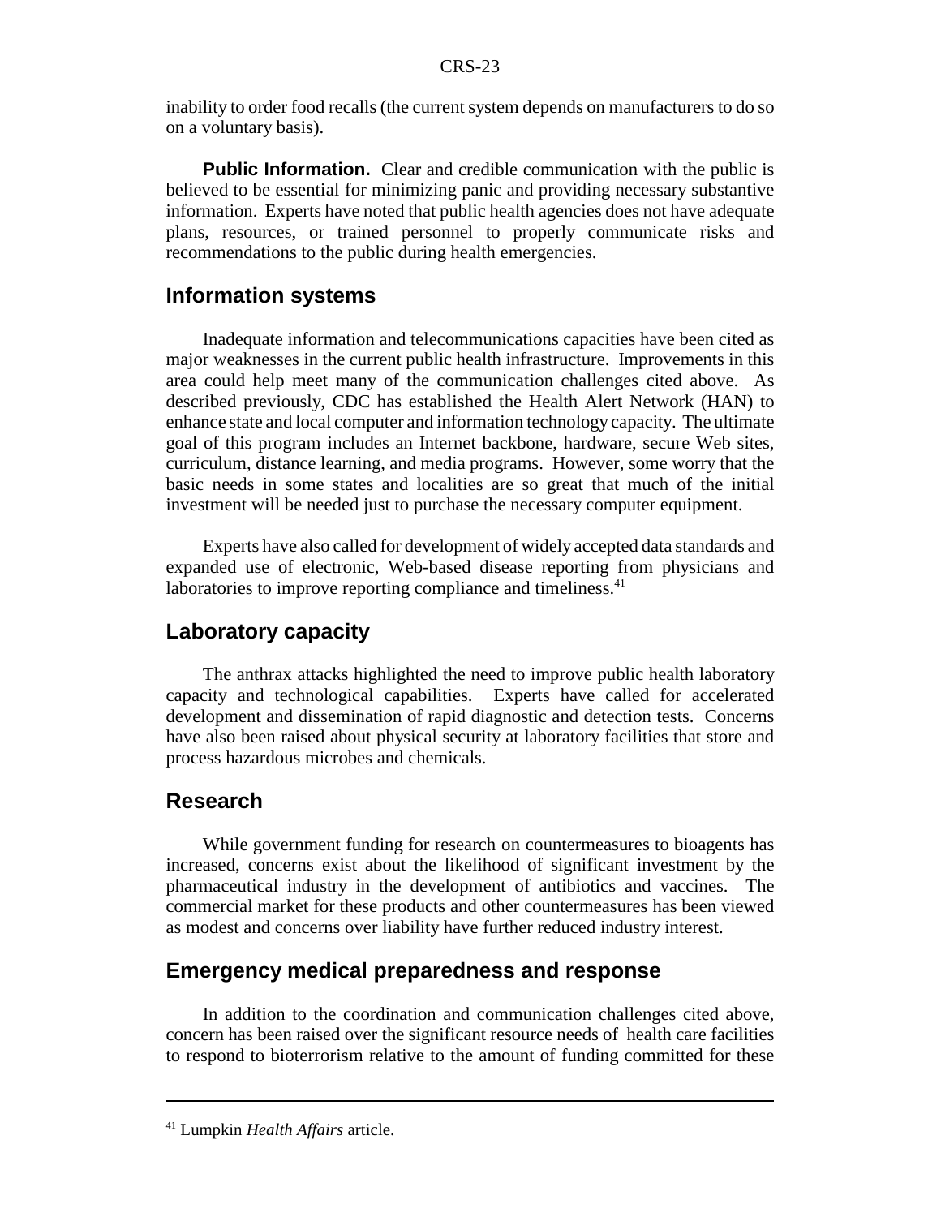inability to order food recalls (the current system depends on manufacturers to do so on a voluntary basis).

**Public Information.** Clear and credible communication with the public is believed to be essential for minimizing panic and providing necessary substantive information. Experts have noted that public health agencies does not have adequate plans, resources, or trained personnel to properly communicate risks and recommendations to the public during health emergencies.

## Information systems

Inadequate information and telecommunications capacities have been cited as major weaknesses in the current public health infrastructure. Improvements in this area could help meet many of the communication challenges cited above. As described previously, CDC has established the Health Alert Network (HAN) to enhance state and local computer and information technology capacity. The ultimate goal of this program includes an Internet backbone, hardware, secure Web sites, curriculum, distance learning, and media programs. However, some worry that the basic needs in some states and localities are so great that much of the initial investment will be needed just to purchase the necessary computer equipment.

Experts have also called for development of widely accepted data standards and expanded use of electronic, Web-based disease reporting from physicians and laboratories to improve reporting compliance and timeliness.[41]

## Laboratory capacity

The anthrax attacks highlighted the need to improve public health laboratory capacity and technological capabilities. Experts have called for accelerated development and dissemination of rapid diagnostic and detection tests. Concerns have also been raised about physical security at laboratory facilities that store and process hazardous microbes and chemicals.

## Research

While government funding for research on countermeasures to bioagents has increased, concerns exist about the likelihood of significant investment by the pharmaceutical industry in the development of antibiotics and vaccines. The commercial market for these products and other countermeasures has been viewed as modest and concerns over liability have further reduced industry interest.

## Emergency medical preparedness and response

In addition to the coordination and communication challenges cited above, concern has been raised over the significant resource needs of health care facilities to respond to bioterrorism relative to the amount of funding committed for these

---

[41] Lumpkin *Health Affairs* article.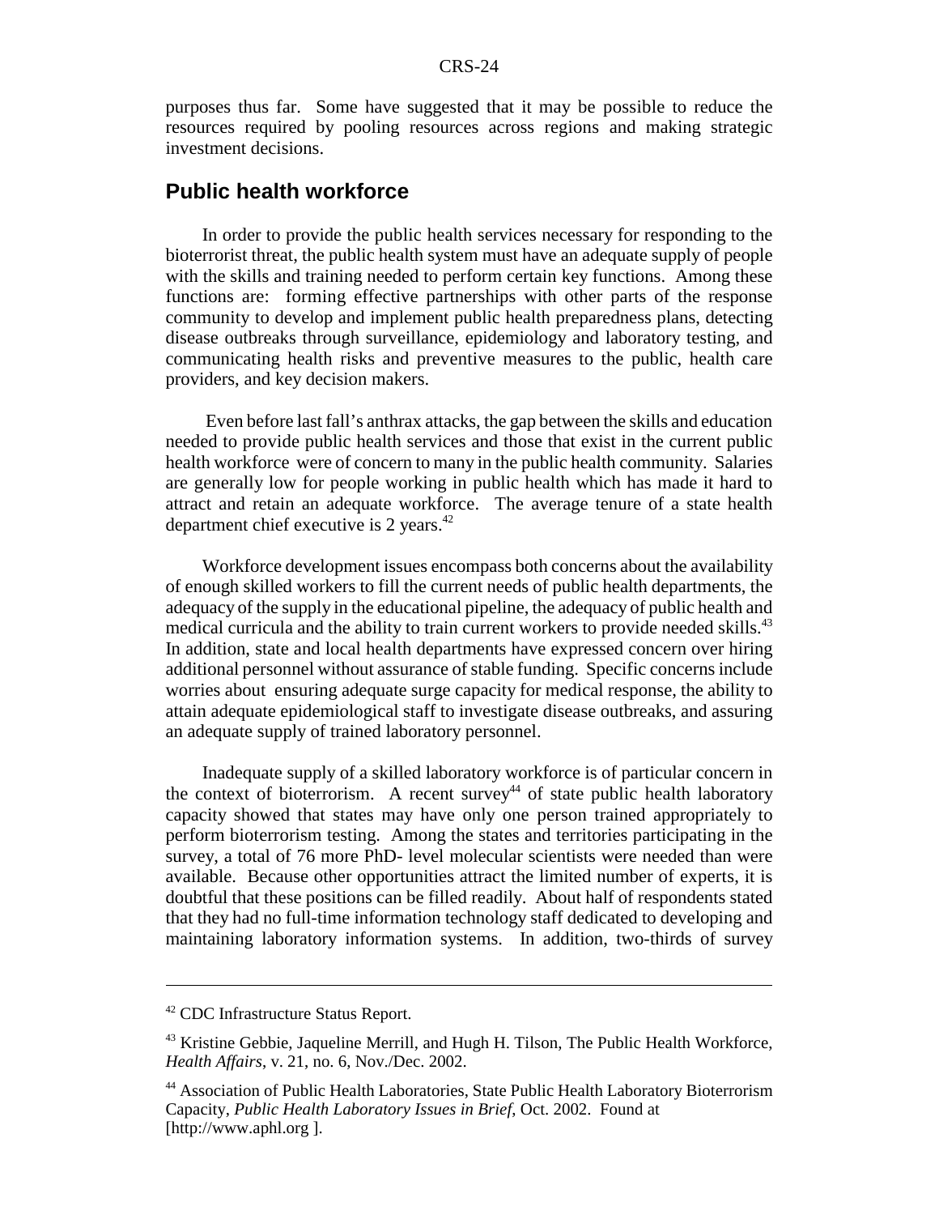purposes thus far. Some have suggested that it may be possible to reduce the resources required by pooling resources across regions and making strategic investment decisions.

## Public health workforce

In order to provide the public health services necessary for responding to the bioterrorist threat, the public health system must have an adequate supply of people with the skills and training needed to perform certain key functions. Among these functions are: forming effective partnerships with other parts of the response community to develop and implement public health preparedness plans, detecting disease outbreaks through surveillance, epidemiology and laboratory testing, and communicating health risks and preventive measures to the public, health care providers, and key decision makers.

Even before last fall's anthrax attacks, the gap between the skills and education needed to provide public health services and those that exist in the current public health workforce were of concern to many in the public health community. Salaries are generally low for people working in public health which has made it hard to attract and retain an adequate workforce. The average tenure of a state health department chief executive is 2 years.[42]

Workforce development issues encompass both concerns about the availability of enough skilled workers to fill the current needs of public health departments, the adequacy of the supply in the educational pipeline, the adequacy of public health and medical curricula and the ability to train current workers to provide needed skills.[43] In addition, state and local health departments have expressed concern over hiring additional personnel without assurance of stable funding. Specific concerns include worries about ensuring adequate surge capacity for medical response, the ability to attain adequate epidemiological staff to investigate disease outbreaks, and assuring an adequate supply of trained laboratory personnel.

Inadequate supply of a skilled laboratory workforce is of particular concern in the context of bioterrorism. A recent survey[44] of state public health laboratory capacity showed that states may have only one person trained appropriately to perform bioterrorism testing. Among the states and territories participating in the survey, a total of 76 more PhD- level molecular scientists were needed than were available. Because other opportunities attract the limited number of experts, it is doubtful that these positions can be filled readily. About half of respondents stated that they had no full-time information technology staff dedicated to developing and maintaining laboratory information systems. In addition, two-thirds of survey

---

[42] CDC Infrastructure Status Report.

[43] Kristine Gebbie, Jaqueline Merrill, and Hugh H. Tilson, The Public Health Workforce, *Health Affairs*, v. 21, no. 6, Nov./Dec. 2002.

[44] Association of Public Health Laboratories, State Public Health Laboratory Bioterrorism Capacity, *Public Health Laboratory Issues in Brief*, Oct. 2002. Found at [http://www.aphl.org ].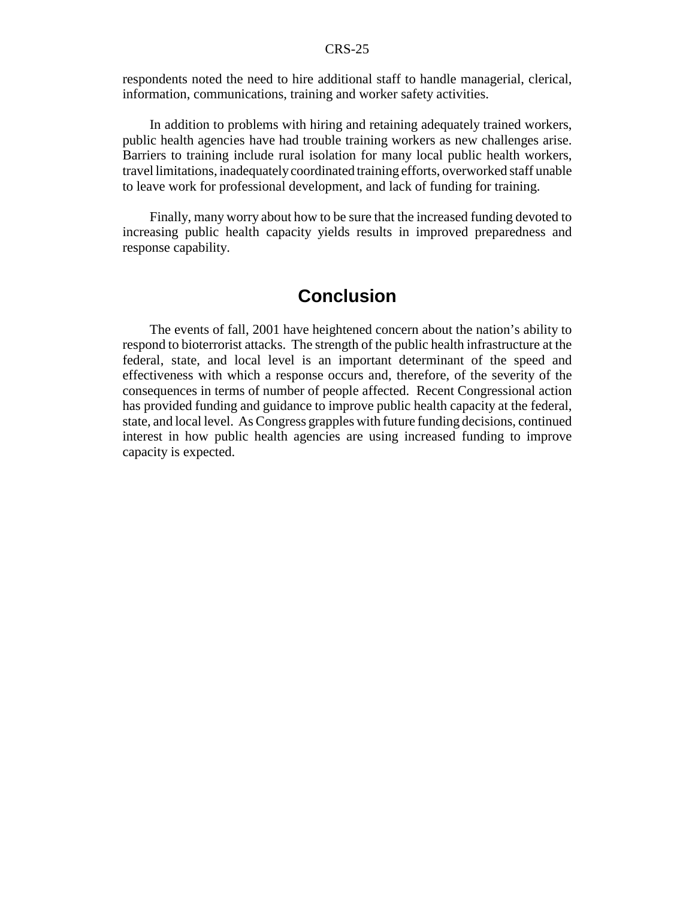respondents noted the need to hire additional staff to handle managerial, clerical, information, communications, training and worker safety activities.

In addition to problems with hiring and retaining adequately trained workers, public health agencies have had trouble training workers as new challenges arise. Barriers to training include rural isolation for many local public health workers, travel limitations, inadequately coordinated training efforts, overworked staff unable to leave work for professional development, and lack of funding for training.

Finally, many worry about how to be sure that the increased funding devoted to increasing public health capacity yields results in improved preparedness and response capability.

## Conclusion

The events of fall, 2001 have heightened concern about the nation's ability to respond to bioterrorist attacks. The strength of the public health infrastructure at the federal, state, and local level is an important determinant of the speed and effectiveness with which a response occurs and, therefore, of the severity of the consequences in terms of number of people affected. Recent Congressional action has provided funding and guidance to improve public health capacity at the federal, state, and local level. As Congress grapples with future funding decisions, continued interest in how public health agencies are using increased funding to improve capacity is expected.